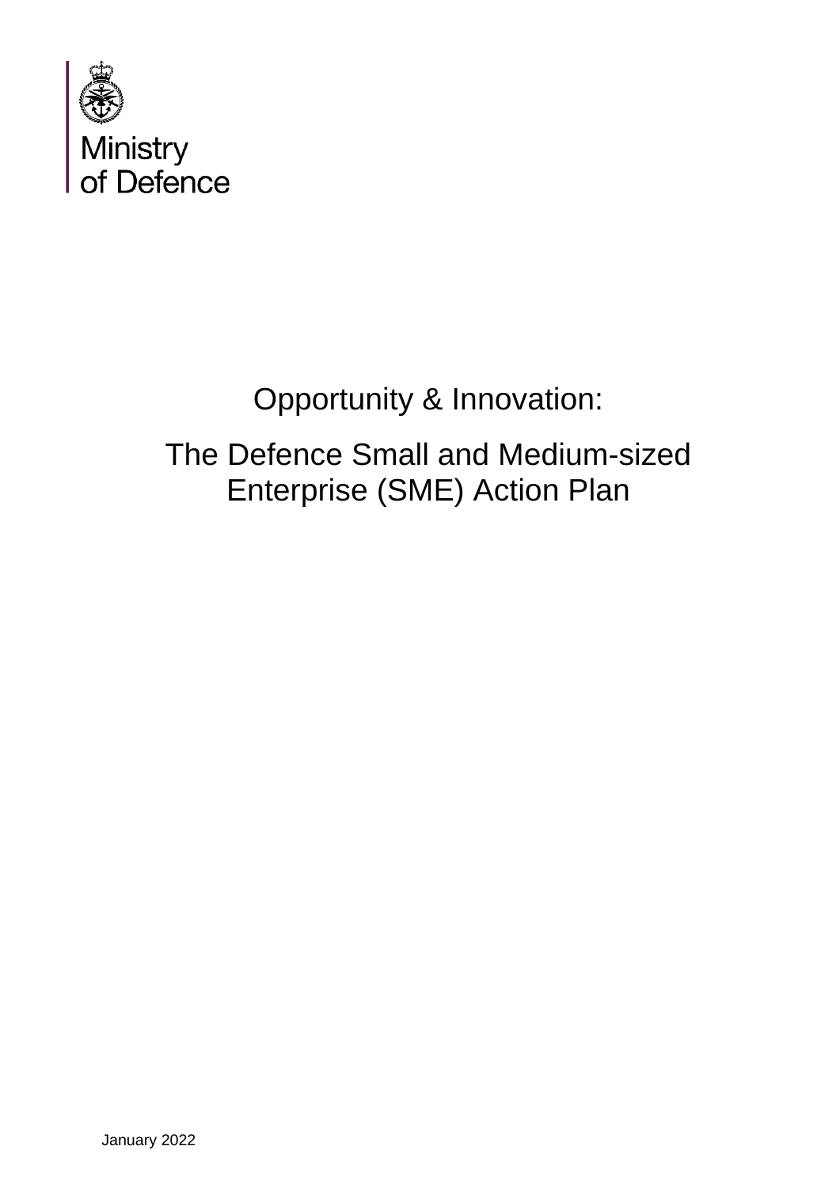Ministry
of Defence

# Opportunity & Innovation:

# The Defence Small and Medium-sized Enterprise (SME) Action Plan

January 2022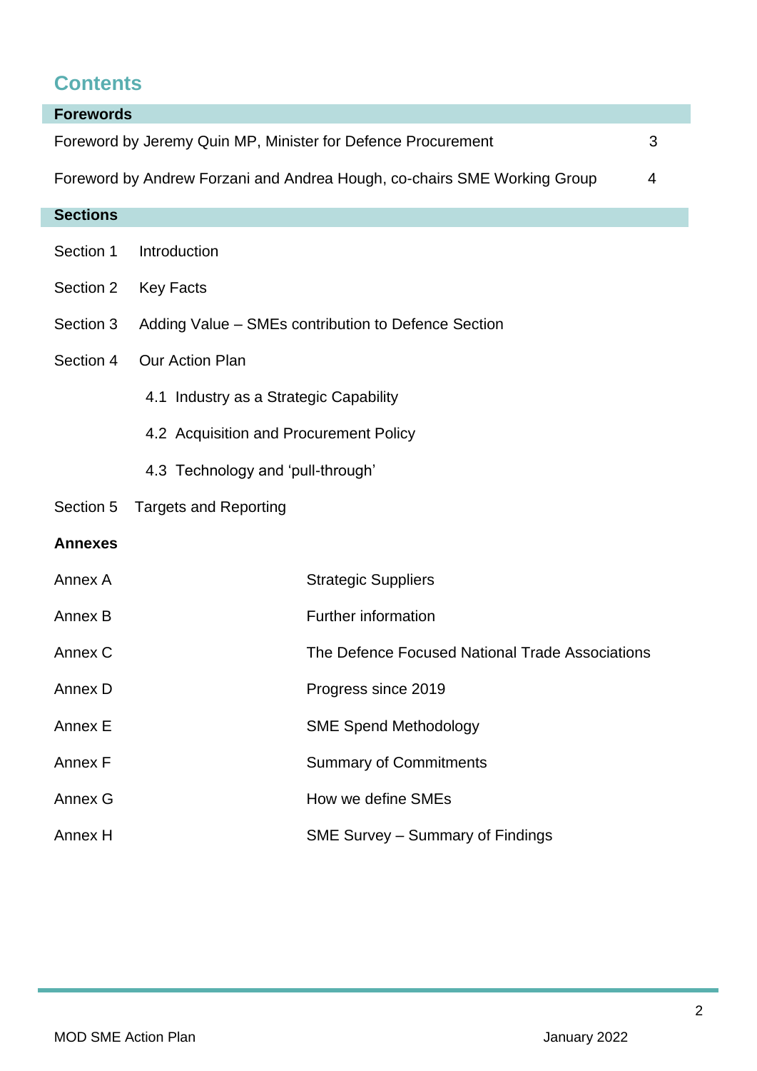# Contents

## Forewords

| | |
|---|---|
| Foreword by Jeremy Quin MP, Minister for Defence Procurement | 3 |
| Foreword by Andrew Forzani and Andrea Hough, co-chairs SME Working Group | 4 |

## Sections

| | |
|---|---|
| Section 1 | Introduction |
| Section 2 | Key Facts |
| Section 3 | Adding Value – SMEs contribution to Defence Section |
| Section 4 | Our Action Plan |
| | 4.1 Industry as a Strategic Capability |
| | 4.2 Acquisition and Procurement Policy |
| | 4.3 Technology and 'pull-through' |
| Section 5 | Targets and Reporting |

**Annexes**

| | |
|---|---|
| Annex A | Strategic Suppliers |
| Annex B | Further information |
| Annex C | The Defence Focused National Trade Associations |
| Annex D | Progress since 2019 |
| Annex E | SME Spend Methodology |
| Annex F | Summary of Commitments |
| Annex G | How we define SMEs |
| Annex H | SME Survey – Summary of Findings |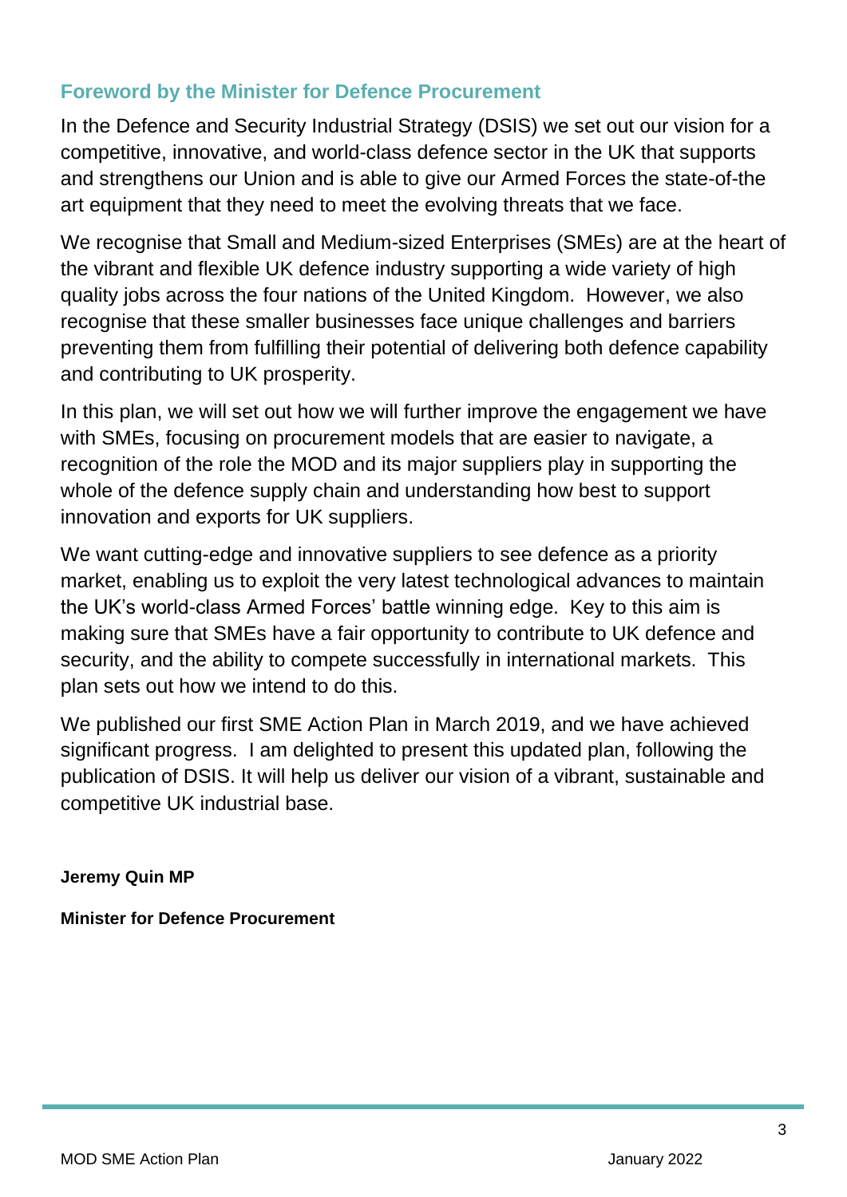## Foreword by the Minister for Defence Procurement

In the Defence and Security Industrial Strategy (DSIS) we set out our vision for a competitive, innovative, and world-class defence sector in the UK that supports and strengthens our Union and is able to give our Armed Forces the state-of-the art equipment that they need to meet the evolving threats that we face.

We recognise that Small and Medium-sized Enterprises (SMEs) are at the heart of the vibrant and flexible UK defence industry supporting a wide variety of high quality jobs across the four nations of the United Kingdom. However, we also recognise that these smaller businesses face unique challenges and barriers preventing them from fulfilling their potential of delivering both defence capability and contributing to UK prosperity.

In this plan, we will set out how we will further improve the engagement we have with SMEs, focusing on procurement models that are easier to navigate, a recognition of the role the MOD and its major suppliers play in supporting the whole of the defence supply chain and understanding how best to support innovation and exports for UK suppliers.

We want cutting-edge and innovative suppliers to see defence as a priority market, enabling us to exploit the very latest technological advances to maintain the UK's world-class Armed Forces' battle winning edge. Key to this aim is making sure that SMEs have a fair opportunity to contribute to UK defence and security, and the ability to compete successfully in international markets. This plan sets out how we intend to do this.

We published our first SME Action Plan in March 2019, and we have achieved significant progress. I am delighted to present this updated plan, following the publication of DSIS. It will help us deliver our vision of a vibrant, sustainable and competitive UK industrial base.

**Jeremy Quin MP**

**Minister for Defence Procurement**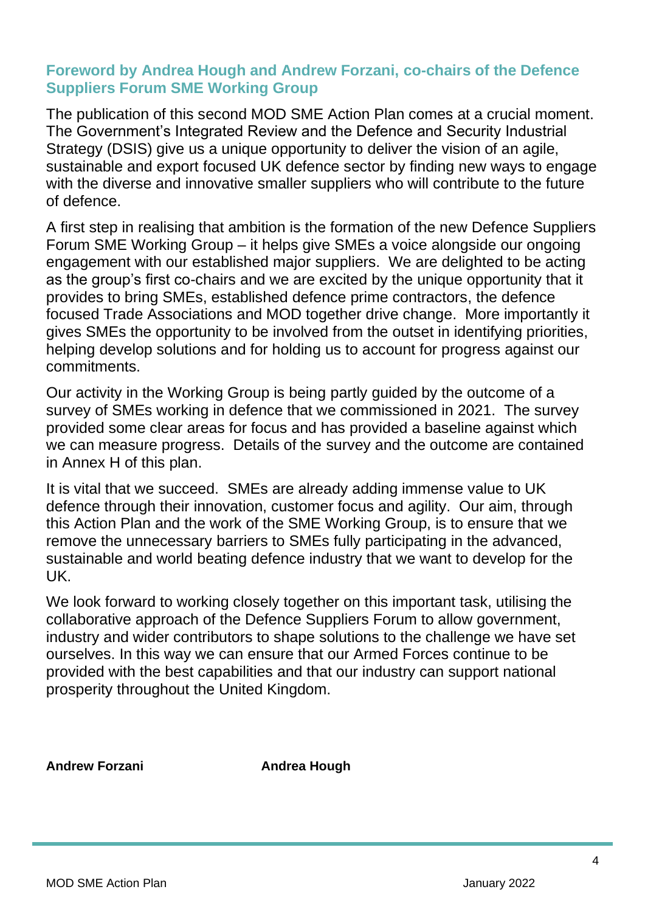## Foreword by Andrea Hough and Andrew Forzani, co-chairs of the Defence Suppliers Forum SME Working Group

The publication of this second MOD SME Action Plan comes at a crucial moment. The Government's Integrated Review and the Defence and Security Industrial Strategy (DSIS) give us a unique opportunity to deliver the vision of an agile, sustainable and export focused UK defence sector by finding new ways to engage with the diverse and innovative smaller suppliers who will contribute to the future of defence.

A first step in realising that ambition is the formation of the new Defence Suppliers Forum SME Working Group – it helps give SMEs a voice alongside our ongoing engagement with our established major suppliers. We are delighted to be acting as the group's first co-chairs and we are excited by the unique opportunity that it provides to bring SMEs, established defence prime contractors, the defence focused Trade Associations and MOD together drive change. More importantly it gives SMEs the opportunity to be involved from the outset in identifying priorities, helping develop solutions and for holding us to account for progress against our commitments.

Our activity in the Working Group is being partly guided by the outcome of a survey of SMEs working in defence that we commissioned in 2021. The survey provided some clear areas for focus and has provided a baseline against which we can measure progress. Details of the survey and the outcome are contained in Annex H of this plan.

It is vital that we succeed. SMEs are already adding immense value to UK defence through their innovation, customer focus and agility. Our aim, through this Action Plan and the work of the SME Working Group, is to ensure that we remove the unnecessary barriers to SMEs fully participating in the advanced, sustainable and world beating defence industry that we want to develop for the UK.

We look forward to working closely together on this important task, utilising the collaborative approach of the Defence Suppliers Forum to allow government, industry and wider contributors to shape solutions to the challenge we have set ourselves. In this way we can ensure that our Armed Forces continue to be provided with the best capabilities and that our industry can support national prosperity throughout the United Kingdom.

**Andrew Forzani** **Andrea Hough**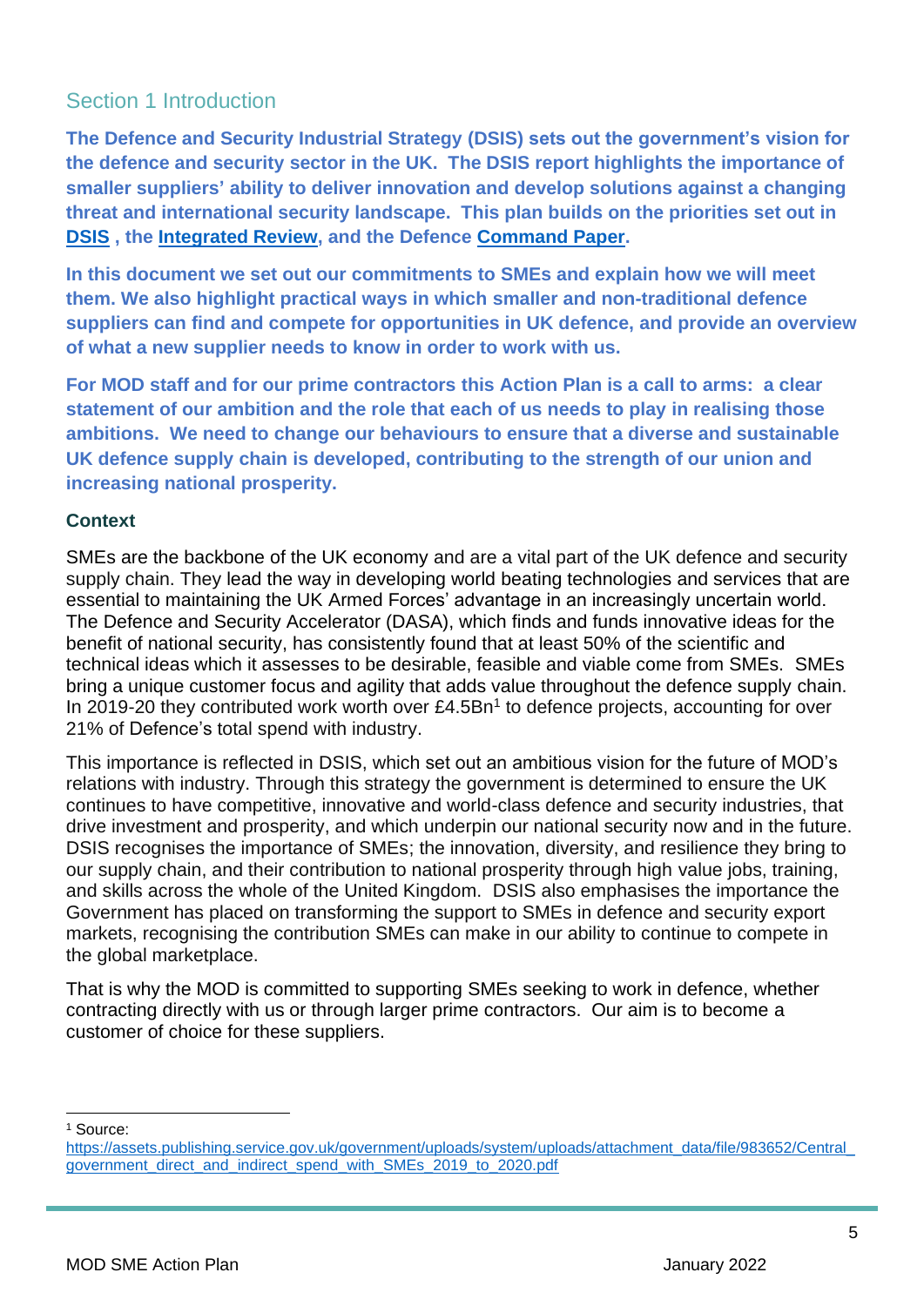## Section 1 Introduction

**The Defence and Security Industrial Strategy (DSIS) sets out the government's vision for the defence and security sector in the UK. The DSIS report highlights the importance of smaller suppliers' ability to deliver innovation and develop solutions against a changing threat and international security landscape. This plan builds on the priorities set out in DSIS , the Integrated Review, and the Defence Command Paper.**

**In this document we set out our commitments to SMEs and explain how we will meet them. We also highlight practical ways in which smaller and non-traditional defence suppliers can find and compete for opportunities in UK defence, and provide an overview of what a new supplier needs to know in order to work with us.**

**For MOD staff and for our prime contractors this Action Plan is a call to arms: a clear statement of our ambition and the role that each of us needs to play in realising those ambitions. We need to change our behaviours to ensure that a diverse and sustainable UK defence supply chain is developed, contributing to the strength of our union and increasing national prosperity.**

### Context

SMEs are the backbone of the UK economy and are a vital part of the UK defence and security supply chain. They lead the way in developing world beating technologies and services that are essential to maintaining the UK Armed Forces' advantage in an increasingly uncertain world. The Defence and Security Accelerator (DASA), which finds and funds innovative ideas for the benefit of national security, has consistently found that at least 50% of the scientific and technical ideas which it assesses to be desirable, feasible and viable come from SMEs. SMEs bring a unique customer focus and agility that adds value throughout the defence supply chain. In 2019-20 they contributed work worth over £4.5Bn[1] to defence projects, accounting for over 21% of Defence's total spend with industry.

This importance is reflected in DSIS, which set out an ambitious vision for the future of MOD's relations with industry. Through this strategy the government is determined to ensure the UK continues to have competitive, innovative and world-class defence and security industries, that drive investment and prosperity, and which underpin our national security now and in the future. DSIS recognises the importance of SMEs; the innovation, diversity, and resilience they bring to our supply chain, and their contribution to national prosperity through high value jobs, training, and skills across the whole of the United Kingdom. DSIS also emphasises the importance the Government has placed on transforming the support to SMEs in defence and security export markets, recognising the contribution SMEs can make in our ability to continue to compete in the global marketplace.

That is why the MOD is committed to supporting SMEs seeking to work in defence, whether contracting directly with us or through larger prime contractors. Our aim is to become a customer of choice for these suppliers.

[1] Source: https://assets.publishing.service.gov.uk/government/uploads/system/uploads/attachment_data/file/983652/Central_government_direct_and_indirect_spend_with_SMEs_2019_to_2020.pdf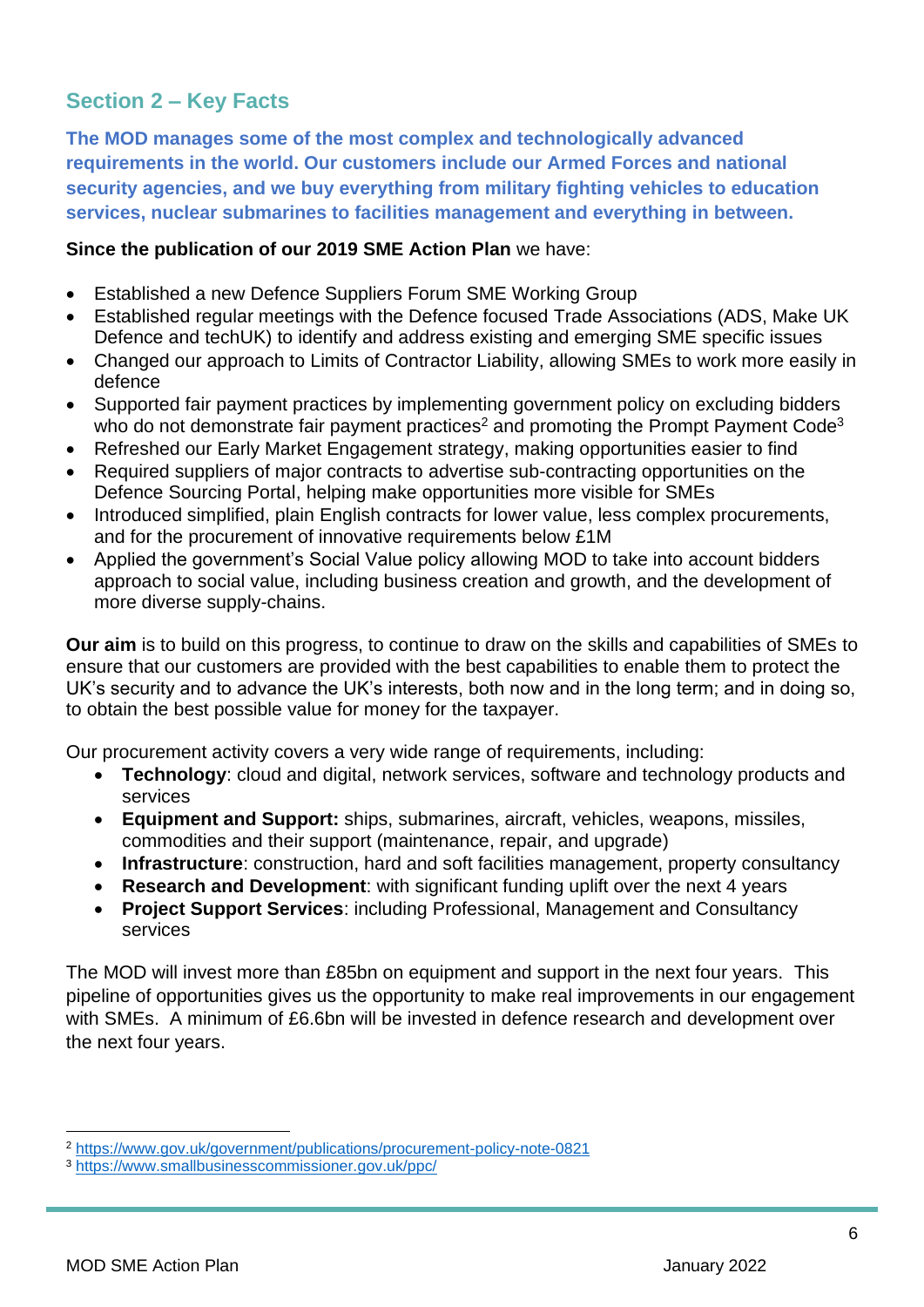## Section 2 – Key Facts

**The MOD manages some of the most complex and technologically advanced requirements in the world. Our customers include our Armed Forces and national security agencies, and we buy everything from military fighting vehicles to education services, nuclear submarines to facilities management and everything in between.**

**Since the publication of our 2019 SME Action Plan** we have:

- Established a new Defence Suppliers Forum SME Working Group
- Established regular meetings with the Defence focused Trade Associations (ADS, Make UK Defence and techUK) to identify and address existing and emerging SME specific issues
- Changed our approach to Limits of Contractor Liability, allowing SMEs to work more easily in defence
- Supported fair payment practices by implementing government policy on excluding bidders who do not demonstrate fair payment practices[2] and promoting the Prompt Payment Code[3]
- Refreshed our Early Market Engagement strategy, making opportunities easier to find
- Required suppliers of major contracts to advertise sub-contracting opportunities on the Defence Sourcing Portal, helping make opportunities more visible for SMEs
- Introduced simplified, plain English contracts for lower value, less complex procurements, and for the procurement of innovative requirements below £1M
- Applied the government's Social Value policy allowing MOD to take into account bidders approach to social value, including business creation and growth, and the development of more diverse supply-chains.

**Our aim** is to build on this progress, to continue to draw on the skills and capabilities of SMEs to ensure that our customers are provided with the best capabilities to enable them to protect the UK's security and to advance the UK's interests, both now and in the long term; and in doing so, to obtain the best possible value for money for the taxpayer.

Our procurement activity covers a very wide range of requirements, including:

- **Technology**: cloud and digital, network services, software and technology products and services
- **Equipment and Support:** ships, submarines, aircraft, vehicles, weapons, missiles, commodities and their support (maintenance, repair, and upgrade)
- **Infrastructure**: construction, hard and soft facilities management, property consultancy
- **Research and Development**: with significant funding uplift over the next 4 years
- **Project Support Services**: including Professional, Management and Consultancy services

The MOD will invest more than £85bn on equipment and support in the next four years. This pipeline of opportunities gives us the opportunity to make real improvements in our engagement with SMEs. A minimum of £6.6bn will be invested in defence research and development over the next four years.

[2] https://www.gov.uk/government/publications/procurement-policy-note-0821

[3] https://www.smallbusinesscommissioner.gov.uk/ppc/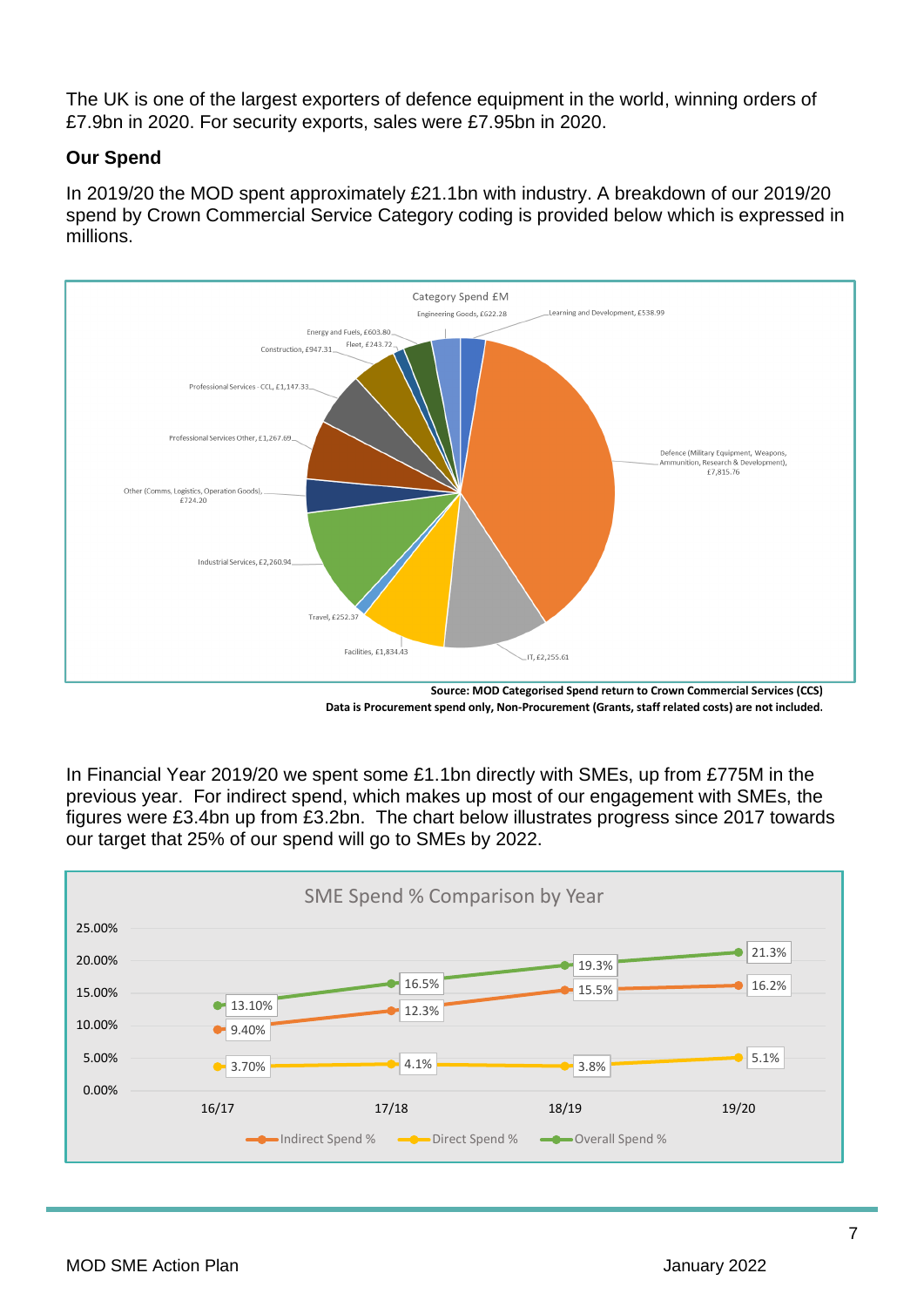The UK is one of the largest exporters of defence equipment in the world, winning orders of £7.9bn in 2020. For security exports, sales were £7.95bn in 2020.

## Our Spend

In 2019/20 the MOD spent approximately £21.1bn with industry. A breakdown of our 2019/20 spend by Crown Commercial Service Category coding is provided below which is expressed in millions.

Category Spend £M

Engineering Goods, £622.28
Learning and Development, £538.99
Energy and Fuels, £603.80
Fleet, £243.72
Construction, £947.31
Professional Services - CCL, £1,147.33
Professional Services Other, £1,267.69
Other (Comms, Logistics, Operation Goods), £724.20
Industrial Services, £2,260.94
Travel, £252.37
Facilities, £1,834.43
IT, £2,255.61
Defence (Military Equipment, Weapons, Ammunition, Research & Development), £7,815.76

**Source: MOD Categorised Spend return to Crown Commercial Services (CCS)**
**Data is Procurement spend only, Non-Procurement (Grants, staff related costs) are not included.**

In Financial Year 2019/20 we spent some £1.1bn directly with SMEs, up from £775M in the previous year. For indirect spend, which makes up most of our engagement with SMEs, the figures were £3.4bn up from £3.2bn. The chart below illustrates progress since 2017 towards our target that 25% of our spend will go to SMEs by 2022.

SME Spend % Comparison by Year

25.00%
20.00%
15.00%
10.00%
5.00%
0.00%

16/17
17/18
18/19
19/20

Overall Spend %: 13.10%, 16.5%, 19.3%, 21.3%
Indirect Spend %: 9.40%, 12.3%, 15.5%, 16.2%
Direct Spend %: 3.70%, 4.1%, 3.8%, 5.1%

Indirect Spend % | Direct Spend % | Overall Spend %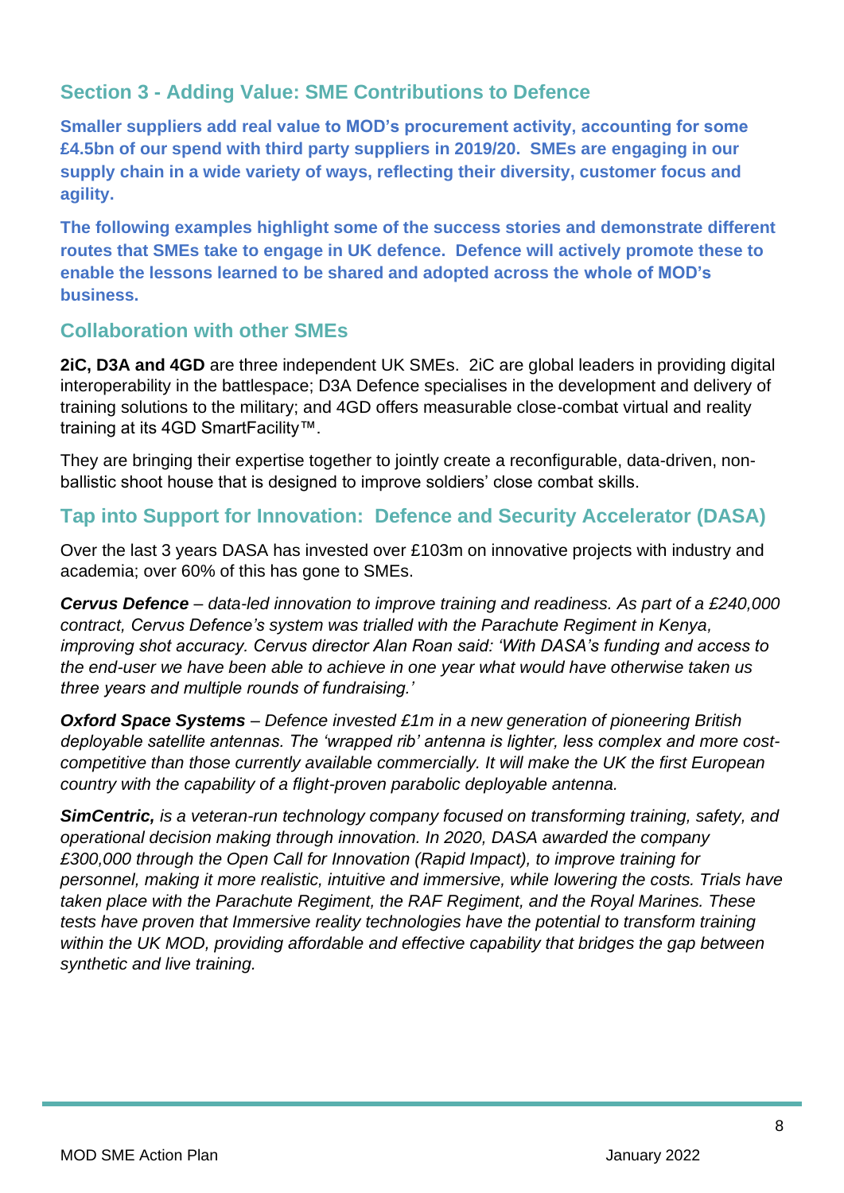## Section 3 - Adding Value: SME Contributions to Defence

**Smaller suppliers add real value to MOD's procurement activity, accounting for some £4.5bn of our spend with third party suppliers in 2019/20. SMEs are engaging in our supply chain in a wide variety of ways, reflecting their diversity, customer focus and agility.**

**The following examples highlight some of the success stories and demonstrate different routes that SMEs take to engage in UK defence. Defence will actively promote these to enable the lessons learned to be shared and adopted across the whole of MOD's business.**

### Collaboration with other SMEs

**2iC, D3A and 4GD** are three independent UK SMEs. 2iC are global leaders in providing digital interoperability in the battlespace; D3A Defence specialises in the development and delivery of training solutions to the military; and 4GD offers measurable close-combat virtual and reality training at its 4GD SmartFacility™.

They are bringing their expertise together to jointly create a reconfigurable, data-driven, non-ballistic shoot house that is designed to improve soldiers' close combat skills.

### Tap into Support for Innovation: Defence and Security Accelerator (DASA)

Over the last 3 years DASA has invested over £103m on innovative projects with industry and academia; over 60% of this has gone to SMEs.

***Cervus Defence*** *– data-led innovation to improve training and readiness. As part of a £240,000 contract, Cervus Defence's system was trialled with the Parachute Regiment in Kenya, improving shot accuracy. Cervus director Alan Roan said: 'With DASA's funding and access to the end-user we have been able to achieve in one year what would have otherwise taken us three years and multiple rounds of fundraising.'*

***Oxford Space Systems*** *– Defence invested £1m in a new generation of pioneering British deployable satellite antennas. The 'wrapped rib' antenna is lighter, less complex and more cost-competitive than those currently available commercially. It will make the UK the first European country with the capability of a flight-proven parabolic deployable antenna.*

***SimCentric,*** *is a veteran-run technology company focused on transforming training, safety, and operational decision making through innovation. In 2020, DASA awarded the company £300,000 through the Open Call for Innovation (Rapid Impact), to improve training for personnel, making it more realistic, intuitive and immersive, while lowering the costs. Trials have taken place with the Parachute Regiment, the RAF Regiment, and the Royal Marines. These tests have proven that Immersive reality technologies have the potential to transform training within the UK MOD, providing affordable and effective capability that bridges the gap between synthetic and live training.*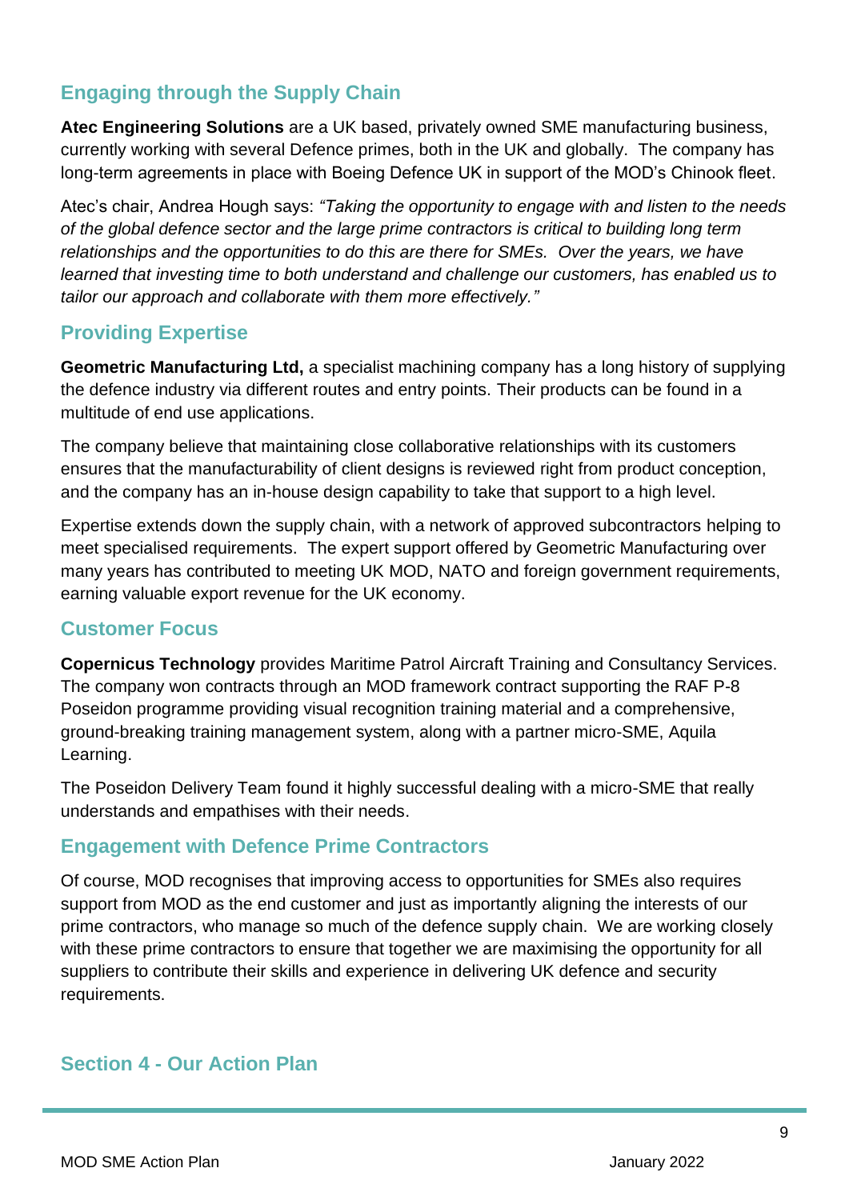## Engaging through the Supply Chain

**Atec Engineering Solutions** are a UK based, privately owned SME manufacturing business, currently working with several Defence primes, both in the UK and globally. The company has long-term agreements in place with Boeing Defence UK in support of the MOD's Chinook fleet.

Atec's chair, Andrea Hough says: *"Taking the opportunity to engage with and listen to the needs of the global defence sector and the large prime contractors is critical to building long term relationships and the opportunities to do this are there for SMEs. Over the years, we have learned that investing time to both understand and challenge our customers, has enabled us to tailor our approach and collaborate with them more effectively."*

## Providing Expertise

**Geometric Manufacturing Ltd,** a specialist machining company has a long history of supplying the defence industry via different routes and entry points. Their products can be found in a multitude of end use applications.

The company believe that maintaining close collaborative relationships with its customers ensures that the manufacturability of client designs is reviewed right from product conception, and the company has an in-house design capability to take that support to a high level.

Expertise extends down the supply chain, with a network of approved subcontractors helping to meet specialised requirements. The expert support offered by Geometric Manufacturing over many years has contributed to meeting UK MOD, NATO and foreign government requirements, earning valuable export revenue for the UK economy.

## Customer Focus

**Copernicus Technology** provides Maritime Patrol Aircraft Training and Consultancy Services. The company won contracts through an MOD framework contract supporting the RAF P-8 Poseidon programme providing visual recognition training material and a comprehensive, ground-breaking training management system, along with a partner micro-SME, Aquila Learning.

The Poseidon Delivery Team found it highly successful dealing with a micro-SME that really understands and empathises with their needs.

## Engagement with Defence Prime Contractors

Of course, MOD recognises that improving access to opportunities for SMEs also requires support from MOD as the end customer and just as importantly aligning the interests of our prime contractors, who manage so much of the defence supply chain. We are working closely with these prime contractors to ensure that together we are maximising the opportunity for all suppliers to contribute their skills and experience in delivering UK defence and security requirements.

# Section 4 - Our Action Plan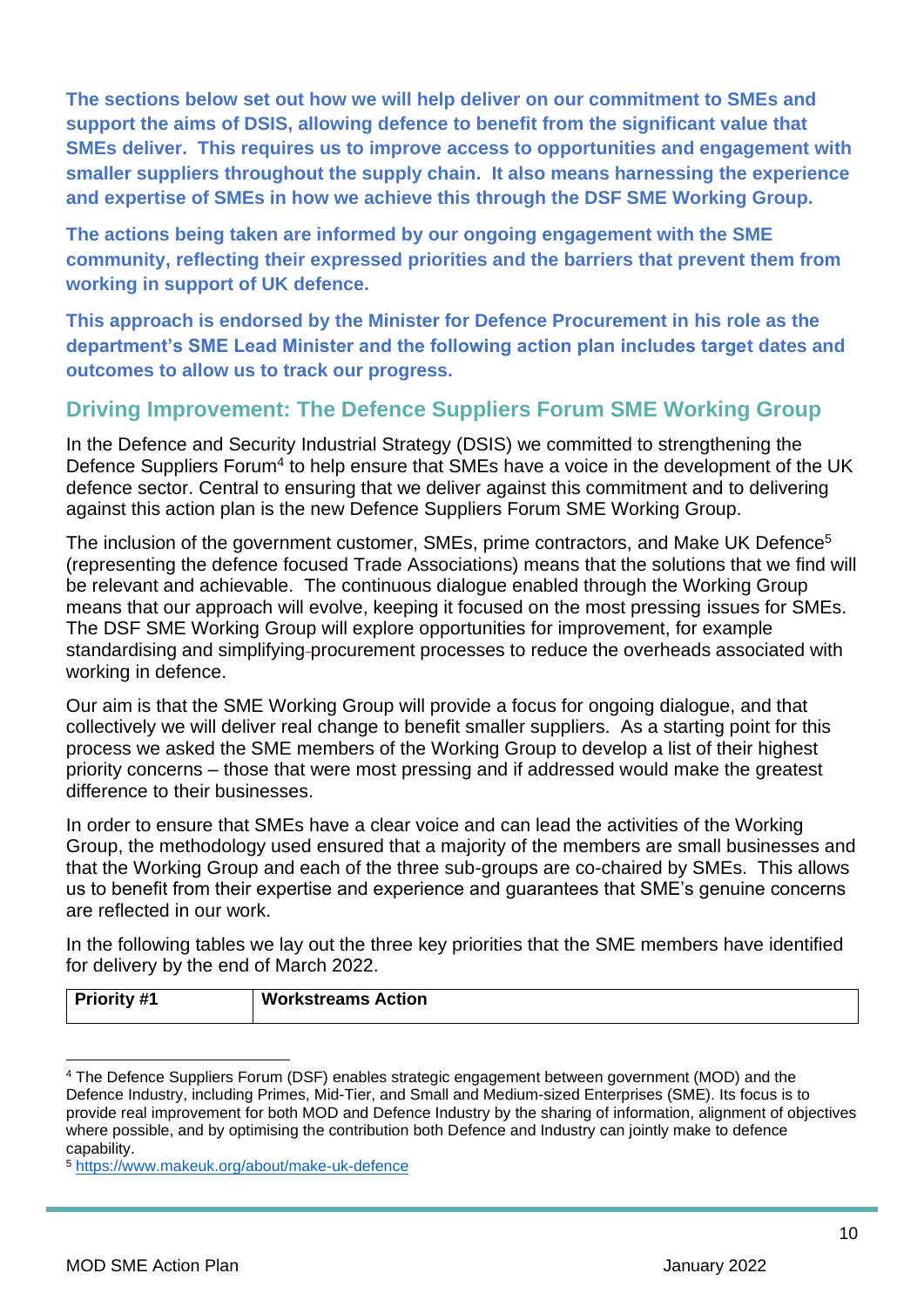**The sections below set out how we will help deliver on our commitment to SMEs and support the aims of DSIS, allowing defence to benefit from the significant value that SMEs deliver. This requires us to improve access to opportunities and engagement with smaller suppliers throughout the supply chain. It also means harnessing the experience and expertise of SMEs in how we achieve this through the DSF SME Working Group.**

**The actions being taken are informed by our ongoing engagement with the SME community, reflecting their expressed priorities and the barriers that prevent them from working in support of UK defence.**

**This approach is endorsed by the Minister for Defence Procurement in his role as the department's SME Lead Minister and the following action plan includes target dates and outcomes to allow us to track our progress.**

## Driving Improvement: The Defence Suppliers Forum SME Working Group

In the Defence and Security Industrial Strategy (DSIS) we committed to strengthening the Defence Suppliers Forum[4] to help ensure that SMEs have a voice in the development of the UK defence sector. Central to ensuring that we deliver against this commitment and to delivering against this action plan is the new Defence Suppliers Forum SME Working Group.

The inclusion of the government customer, SMEs, prime contractors, and Make UK Defence[5] (representing the defence focused Trade Associations) means that the solutions that we find will be relevant and achievable. The continuous dialogue enabled through the Working Group means that our approach will evolve, keeping it focused on the most pressing issues for SMEs. The DSF SME Working Group will explore opportunities for improvement, for example standardising and simplifying procurement processes to reduce the overheads associated with working in defence.

Our aim is that the SME Working Group will provide a focus for ongoing dialogue, and that collectively we will deliver real change to benefit smaller suppliers. As a starting point for this process we asked the SME members of the Working Group to develop a list of their highest priority concerns – those that were most pressing and if addressed would make the greatest difference to their businesses.

In order to ensure that SMEs have a clear voice and can lead the activities of the Working Group, the methodology used ensured that a majority of the members are small businesses and that the Working Group and each of the three sub-groups are co-chaired by SMEs. This allows us to benefit from their expertise and experience and guarantees that SME's genuine concerns are reflected in our work.

In the following tables we lay out the three key priorities that the SME members have identified for delivery by the end of March 2022.

| Priority #1 | Workstreams Action |
|---|---|

[4] The Defence Suppliers Forum (DSF) enables strategic engagement between government (MOD) and the Defence Industry, including Primes, Mid-Tier, and Small and Medium-sized Enterprises (SME). Its focus is to provide real improvement for both MOD and Defence Industry by the sharing of information, alignment of objectives where possible, and by optimising the contribution both Defence and Industry can jointly make to defence capability.

[5] https://www.makeuk.org/about/make-uk-defence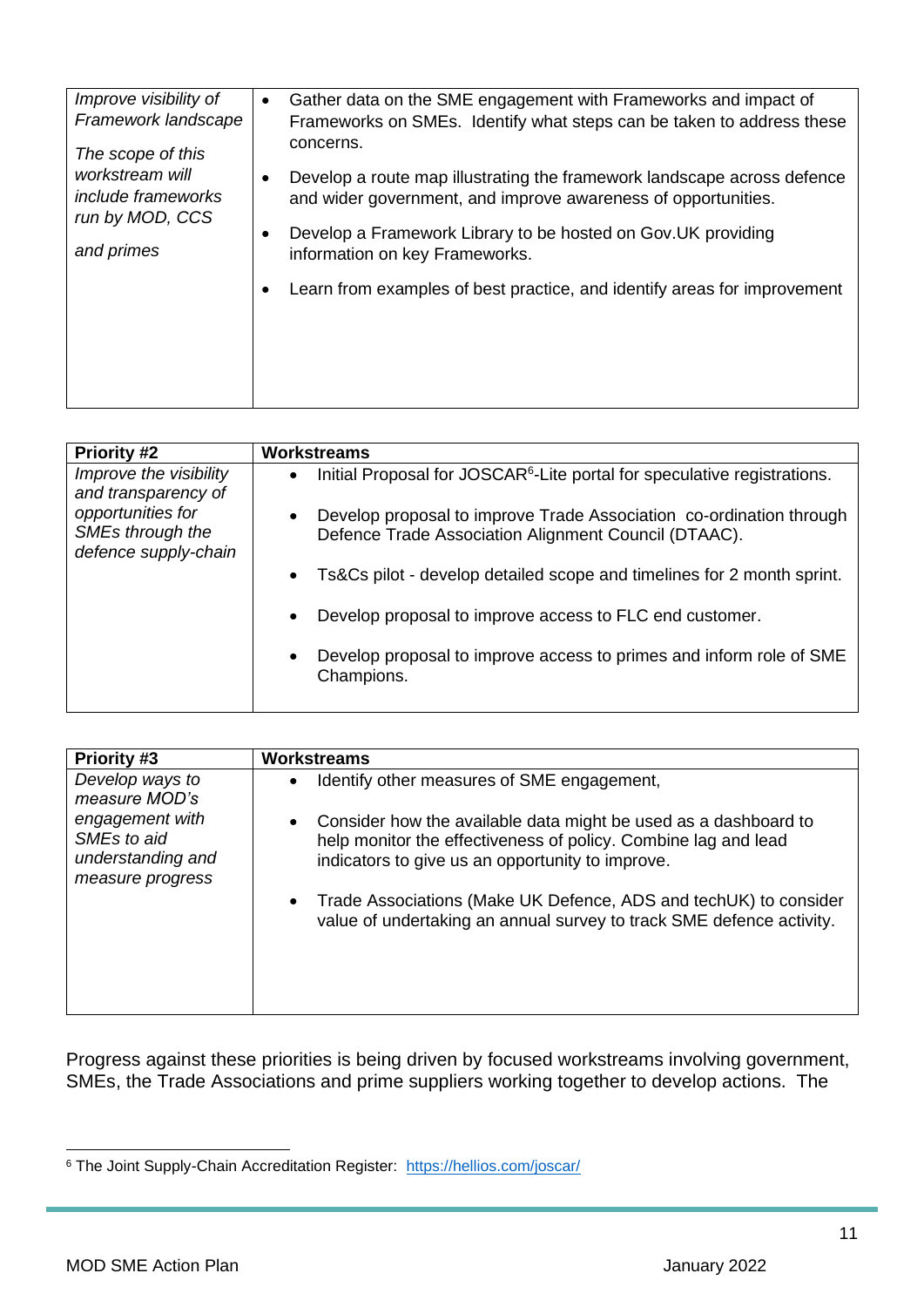| | |
|---|---|
| *Improve visibility of Framework landscape*<br><br>*The scope of this workstream will include frameworks run by MOD, CCS and primes* | • Gather data on the SME engagement with Frameworks and impact of Frameworks on SMEs. Identify what steps can be taken to address these concerns.<br><br>• Develop a route map illustrating the framework landscape across defence and wider government, and improve awareness of opportunities.<br><br>• Develop a Framework Library to be hosted on Gov.UK providing information on key Frameworks.<br><br>• Learn from examples of best practice, and identify areas for improvement |

| **Priority #2** | **Workstreams** |
|---|---|
| *Improve the visibility and transparency of opportunities for SMEs through the defence supply-chain* | • Initial Proposal for JOSCAR[6]-Lite portal for speculative registrations.<br><br>• Develop proposal to improve Trade Association co-ordination through Defence Trade Association Alignment Council (DTAAC).<br><br>• Ts&Cs pilot - develop detailed scope and timelines for 2 month sprint.<br><br>• Develop proposal to improve access to FLC end customer.<br><br>• Develop proposal to improve access to primes and inform role of SME Champions. |

| **Priority #3** | **Workstreams** |
|---|---|
| *Develop ways to measure MOD's engagement with SMEs to aid understanding and measure progress* | • Identify other measures of SME engagement,<br><br>• Consider how the available data might be used as a dashboard to help monitor the effectiveness of policy. Combine lag and lead indicators to give us an opportunity to improve.<br><br>• Trade Associations (Make UK Defence, ADS and techUK) to consider value of undertaking an annual survey to track SME defence activity. |

Progress against these priorities is being driven by focused workstreams involving government, SMEs, the Trade Associations and prime suppliers working together to develop actions. The

[6] The Joint Supply-Chain Accreditation Register: https://hellios.com/joscar/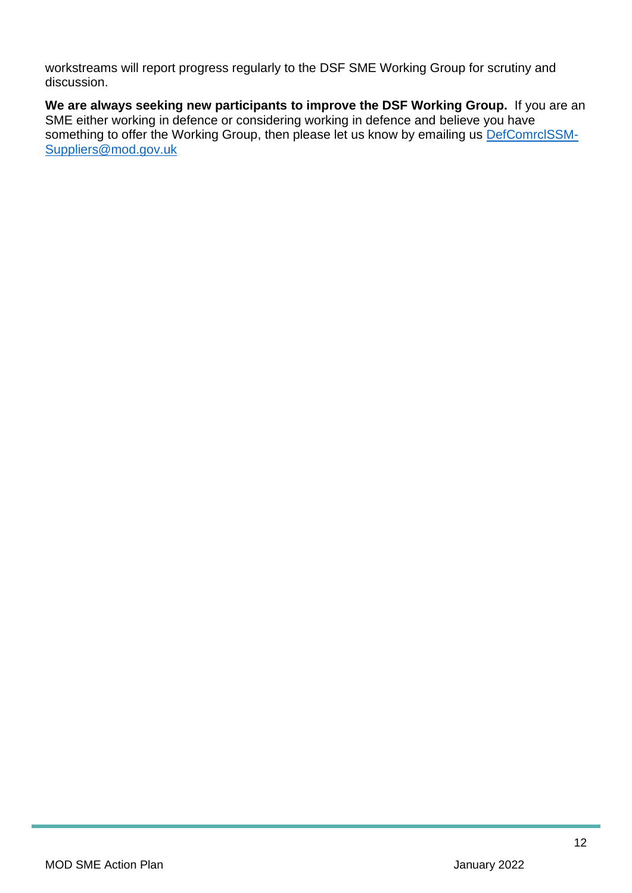workstreams will report progress regularly to the DSF SME Working Group for scrutiny and discussion.

**We are always seeking new participants to improve the DSF Working Group.** If you are an SME either working in defence or considering working in defence and believe you have something to offer the Working Group, then please let us know by emailing us [DefComrclSSM-Suppliers@mod.gov.uk](mailto:DefComrclSSM-Suppliers@mod.gov.uk)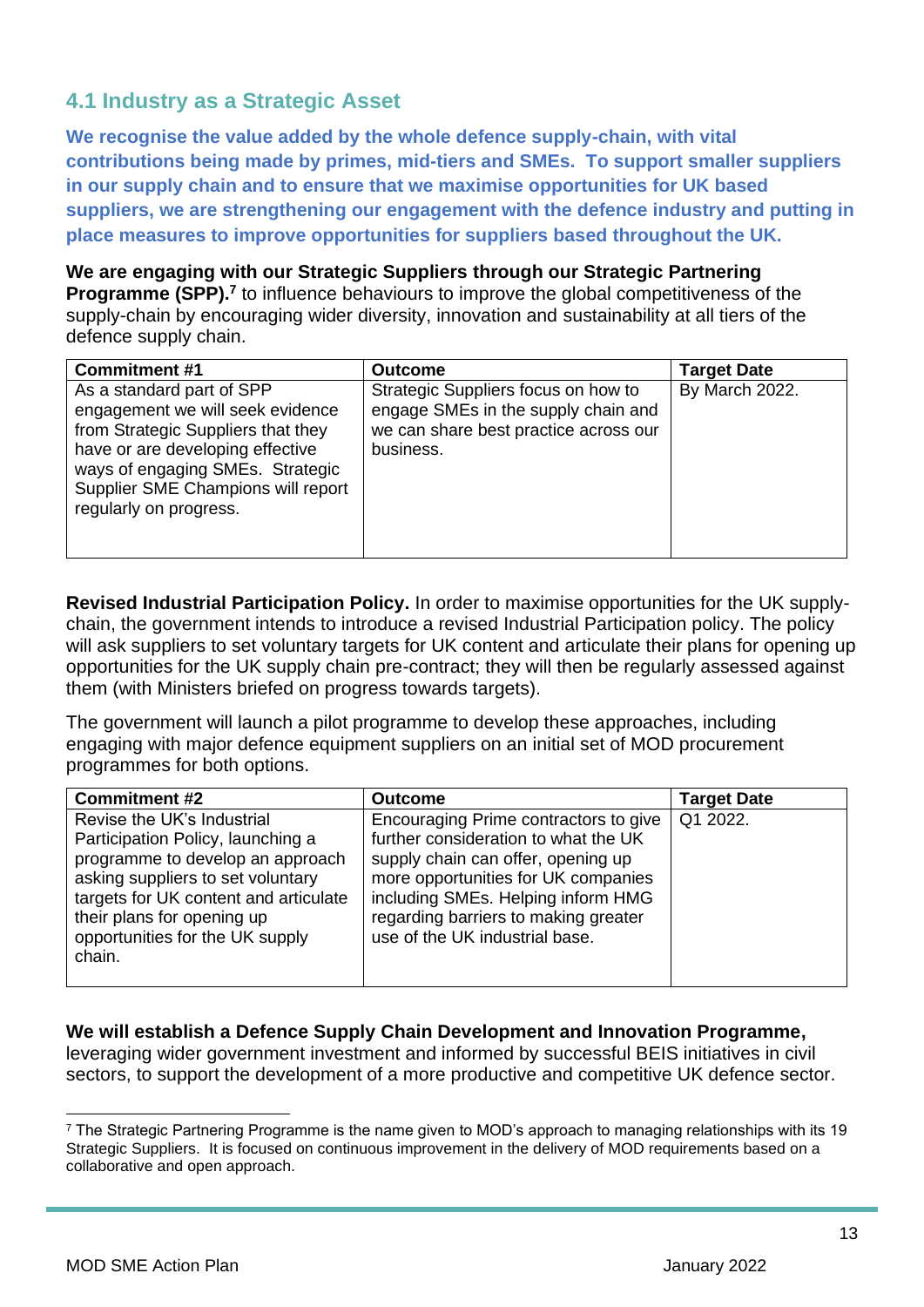## 4.1 Industry as a Strategic Asset

**We recognise the value added by the whole defence supply-chain, with vital contributions being made by primes, mid-tiers and SMEs. To support smaller suppliers in our supply chain and to ensure that we maximise opportunities for UK based suppliers, we are strengthening our engagement with the defence industry and putting in place measures to improve opportunities for suppliers based throughout the UK.**

**We are engaging with our Strategic Suppliers through our Strategic Partnering Programme (SPP).**[7] to influence behaviours to improve the global competitiveness of the supply-chain by encouraging wider diversity, innovation and sustainability at all tiers of the defence supply chain.

| Commitment #1 | Outcome | Target Date |
|---|---|---|
| As a standard part of SPP engagement we will seek evidence from Strategic Suppliers that they have or are developing effective ways of engaging SMEs. Strategic Supplier SME Champions will report regularly on progress. | Strategic Suppliers focus on how to engage SMEs in the supply chain and we can share best practice across our business. | By March 2022. |

**Revised Industrial Participation Policy.** In order to maximise opportunities for the UK supply-chain, the government intends to introduce a revised Industrial Participation policy. The policy will ask suppliers to set voluntary targets for UK content and articulate their plans for opening up opportunities for the UK supply chain pre-contract; they will then be regularly assessed against them (with Ministers briefed on progress towards targets).

The government will launch a pilot programme to develop these approaches, including engaging with major defence equipment suppliers on an initial set of MOD procurement programmes for both options.

| Commitment #2 | Outcome | Target Date |
|---|---|---|
| Revise the UK's Industrial Participation Policy, launching a programme to develop an approach asking suppliers to set voluntary targets for UK content and articulate their plans for opening up opportunities for the UK supply chain. | Encouraging Prime contractors to give further consideration to what the UK supply chain can offer, opening up more opportunities for UK companies including SMEs. Helping inform HMG regarding barriers to making greater use of the UK industrial base. | Q1 2022. |

**We will establish a Defence Supply Chain Development and Innovation Programme,** leveraging wider government investment and informed by successful BEIS initiatives in civil sectors, to support the development of a more productive and competitive UK defence sector.

---

[7] The Strategic Partnering Programme is the name given to MOD's approach to managing relationships with its 19 Strategic Suppliers. It is focused on continuous improvement in the delivery of MOD requirements based on a collaborative and open approach.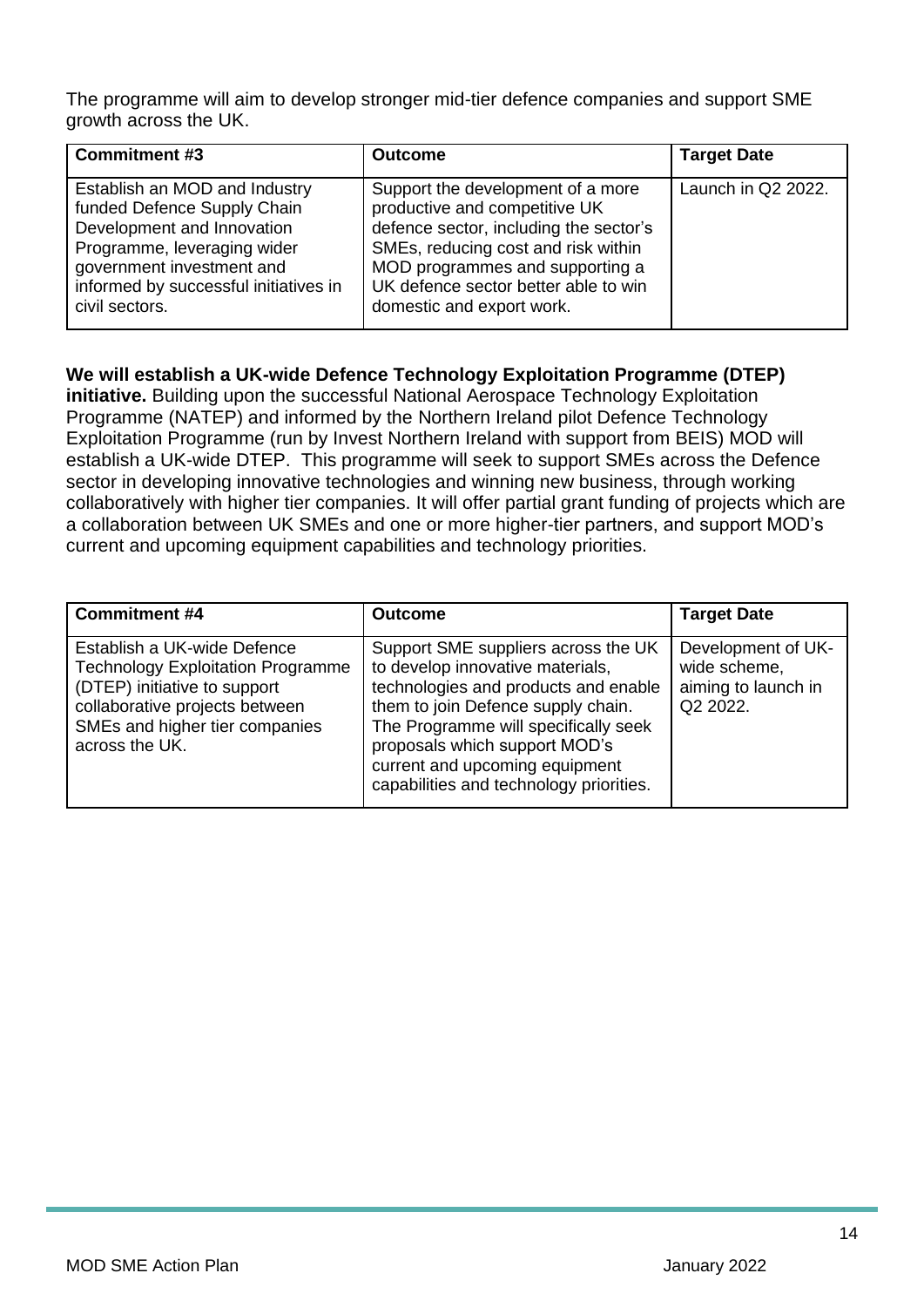The programme will aim to develop stronger mid-tier defence companies and support SME growth across the UK.

| Commitment #3 | Outcome | Target Date |
|---|---|---|
| Establish an MOD and Industry funded Defence Supply Chain Development and Innovation Programme, leveraging wider government investment and informed by successful initiatives in civil sectors. | Support the development of a more productive and competitive UK defence sector, including the sector's SMEs, reducing cost and risk within MOD programmes and supporting a UK defence sector better able to win domestic and export work. | Launch in Q2 2022. |

**We will establish a UK-wide Defence Technology Exploitation Programme (DTEP) initiative.** Building upon the successful National Aerospace Technology Exploitation Programme (NATEP) and informed by the Northern Ireland pilot Defence Technology Exploitation Programme (run by Invest Northern Ireland with support from BEIS) MOD will establish a UK-wide DTEP. This programme will seek to support SMEs across the Defence sector in developing innovative technologies and winning new business, through working collaboratively with higher tier companies. It will offer partial grant funding of projects which are a collaboration between UK SMEs and one or more higher-tier partners, and support MOD's current and upcoming equipment capabilities and technology priorities.

| Commitment #4 | Outcome | Target Date |
|---|---|---|
| Establish a UK-wide Defence Technology Exploitation Programme (DTEP) initiative to support collaborative projects between SMEs and higher tier companies across the UK. | Support SME suppliers across the UK to develop innovative materials, technologies and products and enable them to join Defence supply chain. The Programme will specifically seek proposals which support MOD's current and upcoming equipment capabilities and technology priorities. | Development of UK-wide scheme, aiming to launch in Q2 2022. |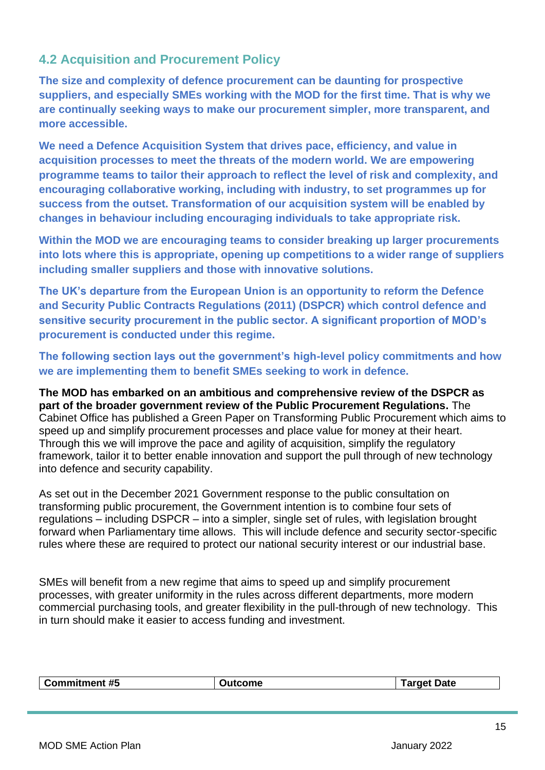## 4.2 Acquisition and Procurement Policy

**The size and complexity of defence procurement can be daunting for prospective suppliers, and especially SMEs working with the MOD for the first time. That is why we are continually seeking ways to make our procurement simpler, more transparent, and more accessible.**

**We need a Defence Acquisition System that drives pace, efficiency, and value in acquisition processes to meet the threats of the modern world. We are empowering programme teams to tailor their approach to reflect the level of risk and complexity, and encouraging collaborative working, including with industry, to set programmes up for success from the outset. Transformation of our acquisition system will be enabled by changes in behaviour including encouraging individuals to take appropriate risk.**

**Within the MOD we are encouraging teams to consider breaking up larger procurements into lots where this is appropriate, opening up competitions to a wider range of suppliers including smaller suppliers and those with innovative solutions.**

**The UK's departure from the European Union is an opportunity to reform the Defence and Security Public Contracts Regulations (2011) (DSPCR) which control defence and sensitive security procurement in the public sector. A significant proportion of MOD's procurement is conducted under this regime.**

**The following section lays out the government's high-level policy commitments and how we are implementing them to benefit SMEs seeking to work in defence.**

**The MOD has embarked on an ambitious and comprehensive review of the DSPCR as part of the broader government review of the Public Procurement Regulations.** The Cabinet Office has published a Green Paper on Transforming Public Procurement which aims to speed up and simplify procurement processes and place value for money at their heart. Through this we will improve the pace and agility of acquisition, simplify the regulatory framework, tailor it to better enable innovation and support the pull through of new technology into defence and security capability.

As set out in the December 2021 Government response to the public consultation on transforming public procurement, the Government intention is to combine four sets of regulations – including DSPCR – into a simpler, single set of rules, with legislation brought forward when Parliamentary time allows. This will include defence and security sector-specific rules where these are required to protect our national security interest or our industrial base.

SMEs will benefit from a new regime that aims to speed up and simplify procurement processes, with greater uniformity in the rules across different departments, more modern commercial purchasing tools, and greater flexibility in the pull-through of new technology. This in turn should make it easier to access funding and investment.

| Commitment #5 | Outcome | Target Date |
|---|---|---|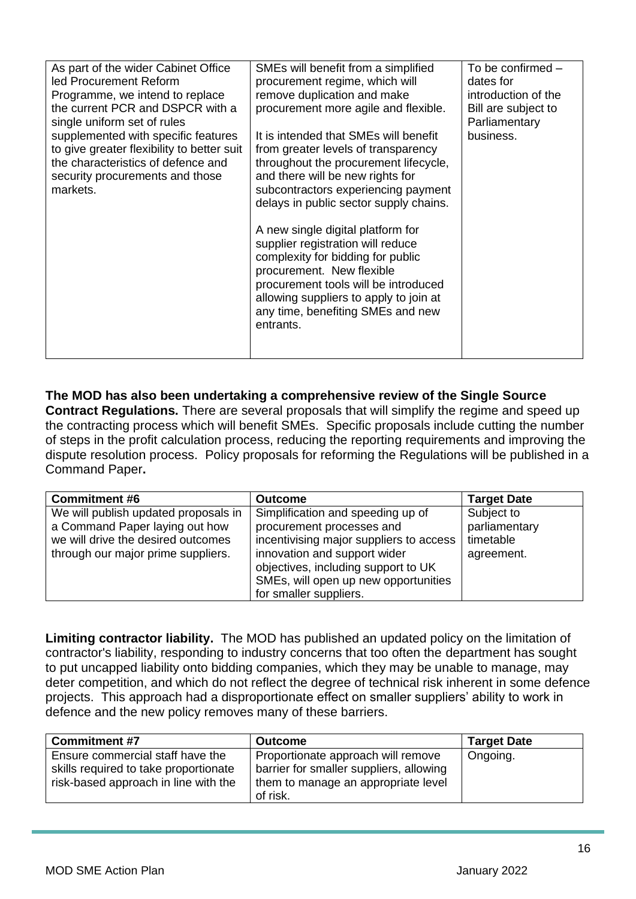| | | |
|---|---|---|
| As part of the wider Cabinet Office led Procurement Reform Programme, we intend to replace the current PCR and DSPCR with a single uniform set of rules supplemented with specific features to give greater flexibility to better suit the characteristics of defence and security procurements and those markets. | SMEs will benefit from a simplified procurement regime, which will remove duplication and make procurement more agile and flexible.<br><br>It is intended that SMEs will benefit from greater levels of transparency throughout the procurement lifecycle, and there will be new rights for subcontractors experiencing payment delays in public sector supply chains.<br><br>A new single digital platform for supplier registration will reduce complexity for bidding for public procurement. New flexible procurement tools will be introduced allowing suppliers to apply to join at any time, benefiting SMEs and new entrants. | To be confirmed – dates for introduction of the Bill are subject to Parliamentary business. |

**The MOD has also been undertaking a comprehensive review of the Single Source Contract Regulations.** There are several proposals that will simplify the regime and speed up the contracting process which will benefit SMEs. Specific proposals include cutting the number of steps in the profit calculation process, reducing the reporting requirements and improving the dispute resolution process. Policy proposals for reforming the Regulations will be published in a Command Paper**.**

| Commitment #6 | Outcome | Target Date |
|---|---|---|
| We will publish updated proposals in a Command Paper laying out how we will drive the desired outcomes through our major prime suppliers. | Simplification and speeding up of procurement processes and incentivising major suppliers to access innovation and support wider objectives, including support to UK SMEs, will open up new opportunities for smaller suppliers. | Subject to parliamentary timetable agreement. |

**Limiting contractor liability.** The MOD has published an updated policy on the limitation of contractor's liability, responding to industry concerns that too often the department has sought to put uncapped liability onto bidding companies, which they may be unable to manage, may deter competition, and which do not reflect the degree of technical risk inherent in some defence projects. This approach had a disproportionate effect on smaller suppliers' ability to work in defence and the new policy removes many of these barriers.

| Commitment #7 | Outcome | Target Date |
|---|---|---|
| Ensure commercial staff have the skills required to take proportionate risk-based approach in line with the | Proportionate approach will remove barrier for smaller suppliers, allowing them to manage an appropriate level of risk. | Ongoing. |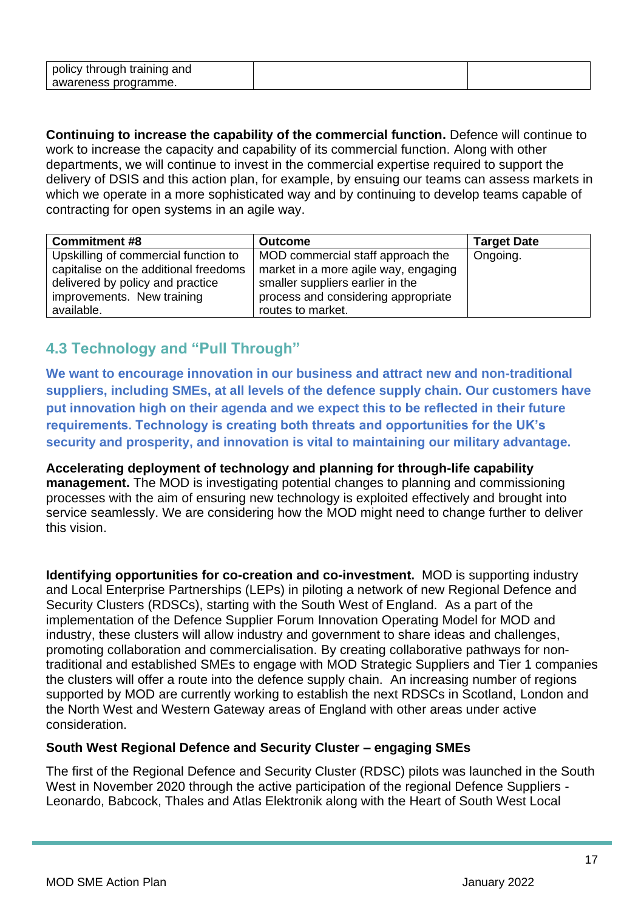| | | |
|---|---|---|
| policy through training and awareness programme. | | |

**Continuing to increase the capability of the commercial function.** Defence will continue to work to increase the capacity and capability of its commercial function. Along with other departments, we will continue to invest in the commercial expertise required to support the delivery of DSIS and this action plan, for example, by ensuing our teams can assess markets in which we operate in a more sophisticated way and by continuing to develop teams capable of contracting for open systems in an agile way.

| Commitment #8 | Outcome | Target Date |
|---|---|---|
| Upskilling of commercial function to capitalise on the additional freedoms delivered by policy and practice improvements. New training available. | MOD commercial staff approach the market in a more agile way, engaging smaller suppliers earlier in the process and considering appropriate routes to market. | Ongoing. |

## 4.3 Technology and "Pull Through"

**We want to encourage innovation in our business and attract new and non-traditional suppliers, including SMEs, at all levels of the defence supply chain. Our customers have put innovation high on their agenda and we expect this to be reflected in their future requirements. Technology is creating both threats and opportunities for the UK's security and prosperity, and innovation is vital to maintaining our military advantage.**

**Accelerating deployment of technology and planning for through-life capability management.** The MOD is investigating potential changes to planning and commissioning processes with the aim of ensuring new technology is exploited effectively and brought into service seamlessly. We are considering how the MOD might need to change further to deliver this vision.

**Identifying opportunities for co-creation and co-investment.** MOD is supporting industry and Local Enterprise Partnerships (LEPs) in piloting a network of new Regional Defence and Security Clusters (RDSCs), starting with the South West of England. As a part of the implementation of the Defence Supplier Forum Innovation Operating Model for MOD and industry, these clusters will allow industry and government to share ideas and challenges, promoting collaboration and commercialisation. By creating collaborative pathways for non-traditional and established SMEs to engage with MOD Strategic Suppliers and Tier 1 companies the clusters will offer a route into the defence supply chain. An increasing number of regions supported by MOD are currently working to establish the next RDSCs in Scotland, London and the North West and Western Gateway areas of England with other areas under active consideration.

**South West Regional Defence and Security Cluster – engaging SMEs**

The first of the Regional Defence and Security Cluster (RDSC) pilots was launched in the South West in November 2020 through the active participation of the regional Defence Suppliers - Leonardo, Babcock, Thales and Atlas Elektronik along with the Heart of South West Local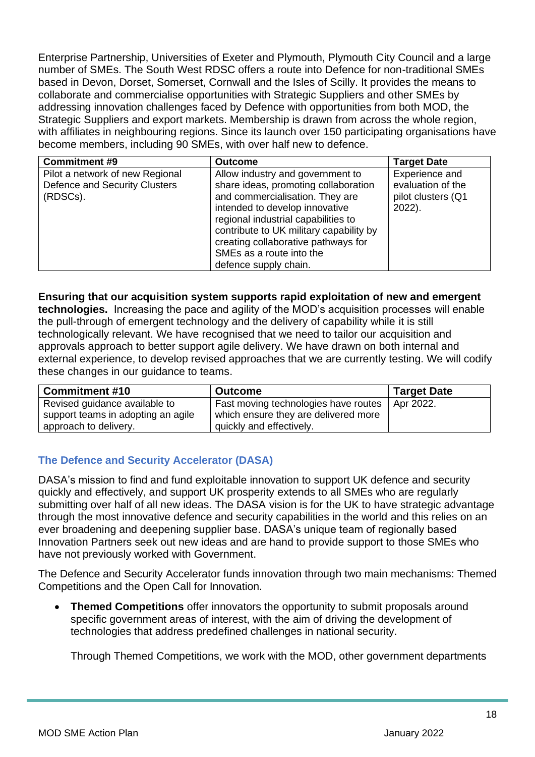Enterprise Partnership, Universities of Exeter and Plymouth, Plymouth City Council and a large number of SMEs. The South West RDSC offers a route into Defence for non-traditional SMEs based in Devon, Dorset, Somerset, Cornwall and the Isles of Scilly. It provides the means to collaborate and commercialise opportunities with Strategic Suppliers and other SMEs by addressing innovation challenges faced by Defence with opportunities from both MOD, the Strategic Suppliers and export markets. Membership is drawn from across the whole region, with affiliates in neighbouring regions. Since its launch over 150 participating organisations have become members, including 90 SMEs, with over half new to defence.

| Commitment #9 | Outcome | Target Date |
|---|---|---|
| Pilot a network of new Regional Defence and Security Clusters (RDSCs). | Allow industry and government to share ideas, promoting collaboration and commercialisation. They are intended to develop innovative regional industrial capabilities to contribute to UK military capability by creating collaborative pathways for SMEs as a route into the defence supply chain. | Experience and evaluation of the pilot clusters (Q1 2022). |

**Ensuring that our acquisition system supports rapid exploitation of new and emergent technologies.** Increasing the pace and agility of the MOD's acquisition processes will enable the pull-through of emergent technology and the delivery of capability while it is still technologically relevant. We have recognised that we need to tailor our acquisition and approvals approach to better support agile delivery. We have drawn on both internal and external experience, to develop revised approaches that we are currently testing. We will codify these changes in our guidance to teams.

| Commitment #10 | Outcome | Target Date |
|---|---|---|
| Revised guidance available to support teams in adopting an agile approach to delivery. | Fast moving technologies have routes which ensure they are delivered more quickly and effectively. | Apr 2022. |

## The Defence and Security Accelerator (DASA)

DASA's mission to find and fund exploitable innovation to support UK defence and security quickly and effectively, and support UK prosperity extends to all SMEs who are regularly submitting over half of all new ideas. The DASA vision is for the UK to have strategic advantage through the most innovative defence and security capabilities in the world and this relies on an ever broadening and deepening supplier base. DASA's unique team of regionally based Innovation Partners seek out new ideas and are hand to provide support to those SMEs who have not previously worked with Government.

The Defence and Security Accelerator funds innovation through two main mechanisms: Themed Competitions and the Open Call for Innovation.

- **Themed Competitions** offer innovators the opportunity to submit proposals around specific government areas of interest, with the aim of driving the development of technologies that address predefined challenges in national security.

  Through Themed Competitions, we work with the MOD, other government departments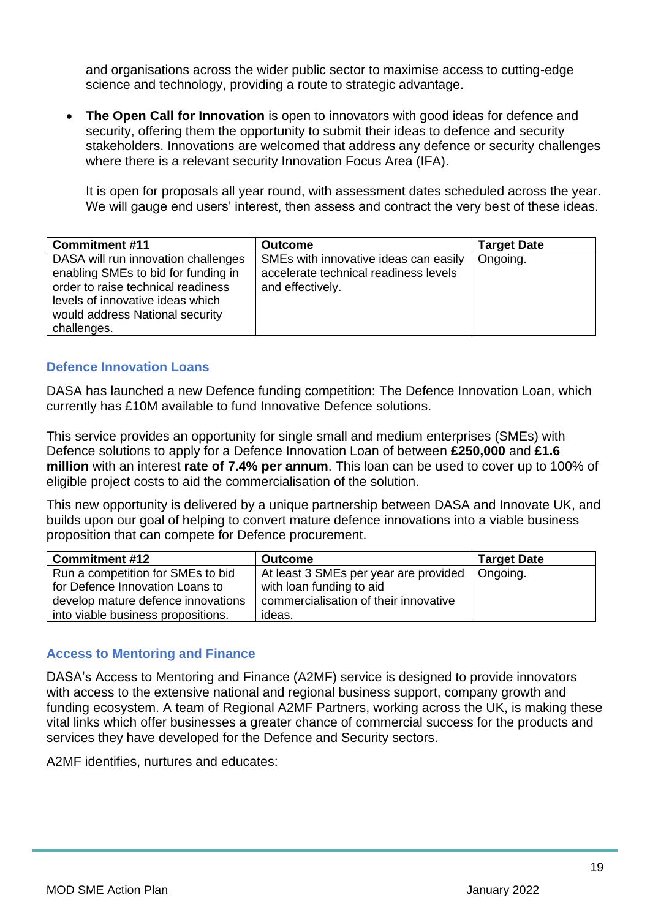and organisations across the wider public sector to maximise access to cutting-edge science and technology, providing a route to strategic advantage.

- **The Open Call for Innovation** is open to innovators with good ideas for defence and security, offering them the opportunity to submit their ideas to defence and security stakeholders. Innovations are welcomed that address any defence or security challenges where there is a relevant security Innovation Focus Area (IFA).

  It is open for proposals all year round, with assessment dates scheduled across the year. We will gauge end users' interest, then assess and contract the very best of these ideas.

| Commitment #11 | Outcome | Target Date |
|---|---|---|
| DASA will run innovation challenges enabling SMEs to bid for funding in order to raise technical readiness levels of innovative ideas which would address National security challenges. | SMEs with innovative ideas can easily accelerate technical readiness levels and effectively. | Ongoing. |

### Defence Innovation Loans

DASA has launched a new Defence funding competition: The Defence Innovation Loan, which currently has £10M available to fund Innovative Defence solutions.

This service provides an opportunity for single small and medium enterprises (SMEs) with Defence solutions to apply for a Defence Innovation Loan of between **£250,000** and **£1.6 million** with an interest **rate of 7.4% per annum**. This loan can be used to cover up to 100% of eligible project costs to aid the commercialisation of the solution.

This new opportunity is delivered by a unique partnership between DASA and Innovate UK, and builds upon our goal of helping to convert mature defence innovations into a viable business proposition that can compete for Defence procurement.

| Commitment #12 | Outcome | Target Date |
|---|---|---|
| Run a competition for SMEs to bid for Defence Innovation Loans to develop mature defence innovations into viable business propositions. | At least 3 SMEs per year are provided with loan funding to aid commercialisation of their innovative ideas. | Ongoing. |

### Access to Mentoring and Finance

DASA's Access to Mentoring and Finance (A2MF) service is designed to provide innovators with access to the extensive national and regional business support, company growth and funding ecosystem. A team of Regional A2MF Partners, working across the UK, is making these vital links which offer businesses a greater chance of commercial success for the products and services they have developed for the Defence and Security sectors.

A2MF identifies, nurtures and educates: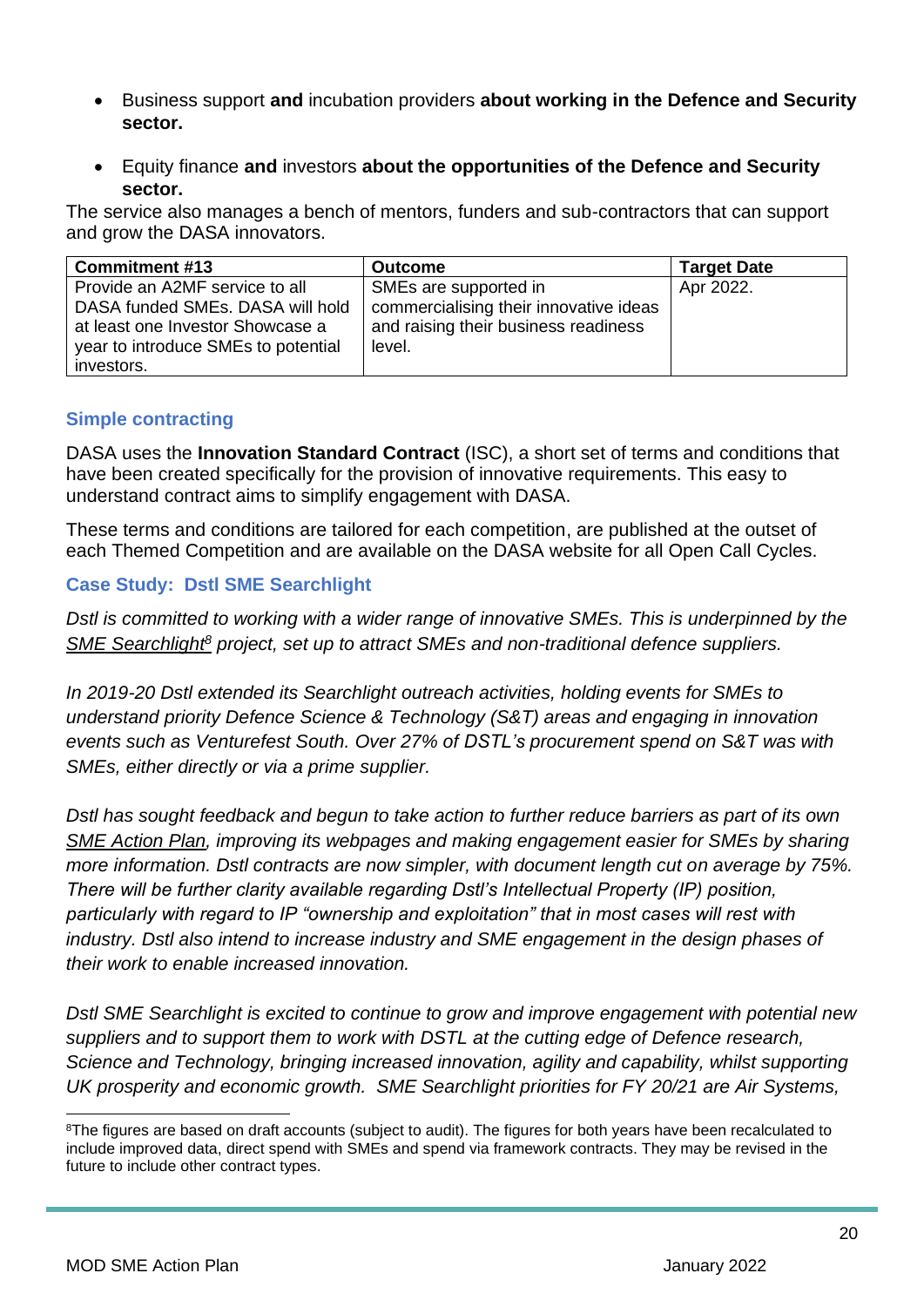- Business support **and** incubation providers **about working in the Defence and Security sector.**
- Equity finance **and** investors **about the opportunities of the Defence and Security sector.**

The service also manages a bench of mentors, funders and sub-contractors that can support and grow the DASA innovators.

| Commitment #13 | Outcome | Target Date |
| --- | --- | --- |
| Provide an A2MF service to all DASA funded SMEs. DASA will hold at least one Investor Showcase a year to introduce SMEs to potential investors. | SMEs are supported in commercialising their innovative ideas and raising their business readiness level. | Apr 2022. |

### Simple contracting

DASA uses the **Innovation Standard Contract** (ISC), a short set of terms and conditions that have been created specifically for the provision of innovative requirements. This easy to understand contract aims to simplify engagement with DASA.

These terms and conditions are tailored for each competition, are published at the outset of each Themed Competition and are available on the DASA website for all Open Call Cycles.

### Case Study: Dstl SME Searchlight

*Dstl is committed to working with a wider range of innovative SMEs. This is underpinned by the SME Searchlight[8] project, set up to attract SMEs and non-traditional defence suppliers.*

*In 2019-20 Dstl extended its Searchlight outreach activities, holding events for SMEs to understand priority Defence Science & Technology (S&T) areas and engaging in innovation events such as Venturefest South. Over 27% of DSTL's procurement spend on S&T was with SMEs, either directly or via a prime supplier.*

*Dstl has sought feedback and begun to take action to further reduce barriers as part of its own SME Action Plan, improving its webpages and making engagement easier for SMEs by sharing more information. Dstl contracts are now simpler, with document length cut on average by 75%. There will be further clarity available regarding Dstl's Intellectual Property (IP) position, particularly with regard to IP "ownership and exploitation" that in most cases will rest with industry. Dstl also intend to increase industry and SME engagement in the design phases of their work to enable increased innovation.*

*Dstl SME Searchlight is excited to continue to grow and improve engagement with potential new suppliers and to support them to work with DSTL at the cutting edge of Defence research, Science and Technology, bringing increased innovation, agility and capability, whilst supporting UK prosperity and economic growth. SME Searchlight priorities for FY 20/21 are Air Systems,*

[8] The figures are based on draft accounts (subject to audit). The figures for both years have been recalculated to include improved data, direct spend with SMEs and spend via framework contracts. They may be revised in the future to include other contract types.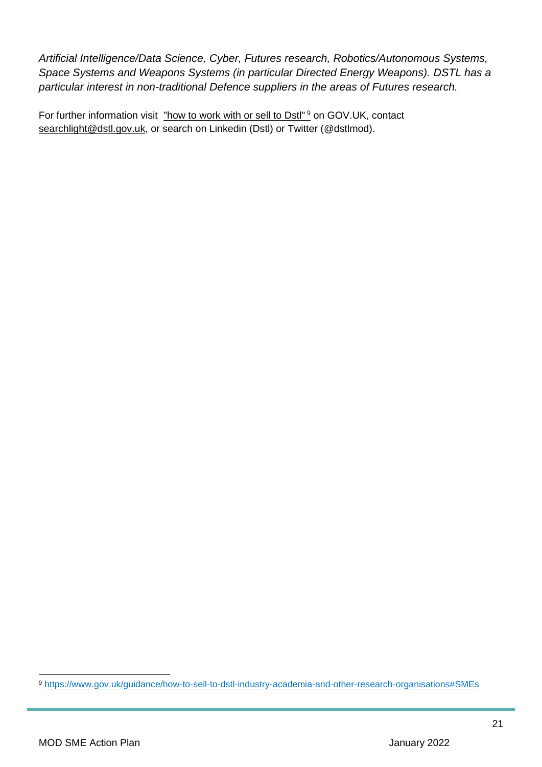*Artificial Intelligence/Data Science, Cyber, Futures research, Robotics/Autonomous Systems, Space Systems and Weapons Systems (in particular Directed Energy Weapons). DSTL has a particular interest in non-traditional Defence suppliers in the areas of Futures research.*

For further information visit "how to work with or sell to Dstl"[9] on GOV.UK, contact searchlight@dstl.gov.uk, or search on Linkedin (Dstl) or Twitter (@dstlmod).

[9] https://www.gov.uk/guidance/how-to-sell-to-dstl-industry-academia-and-other-research-organisations#SMEs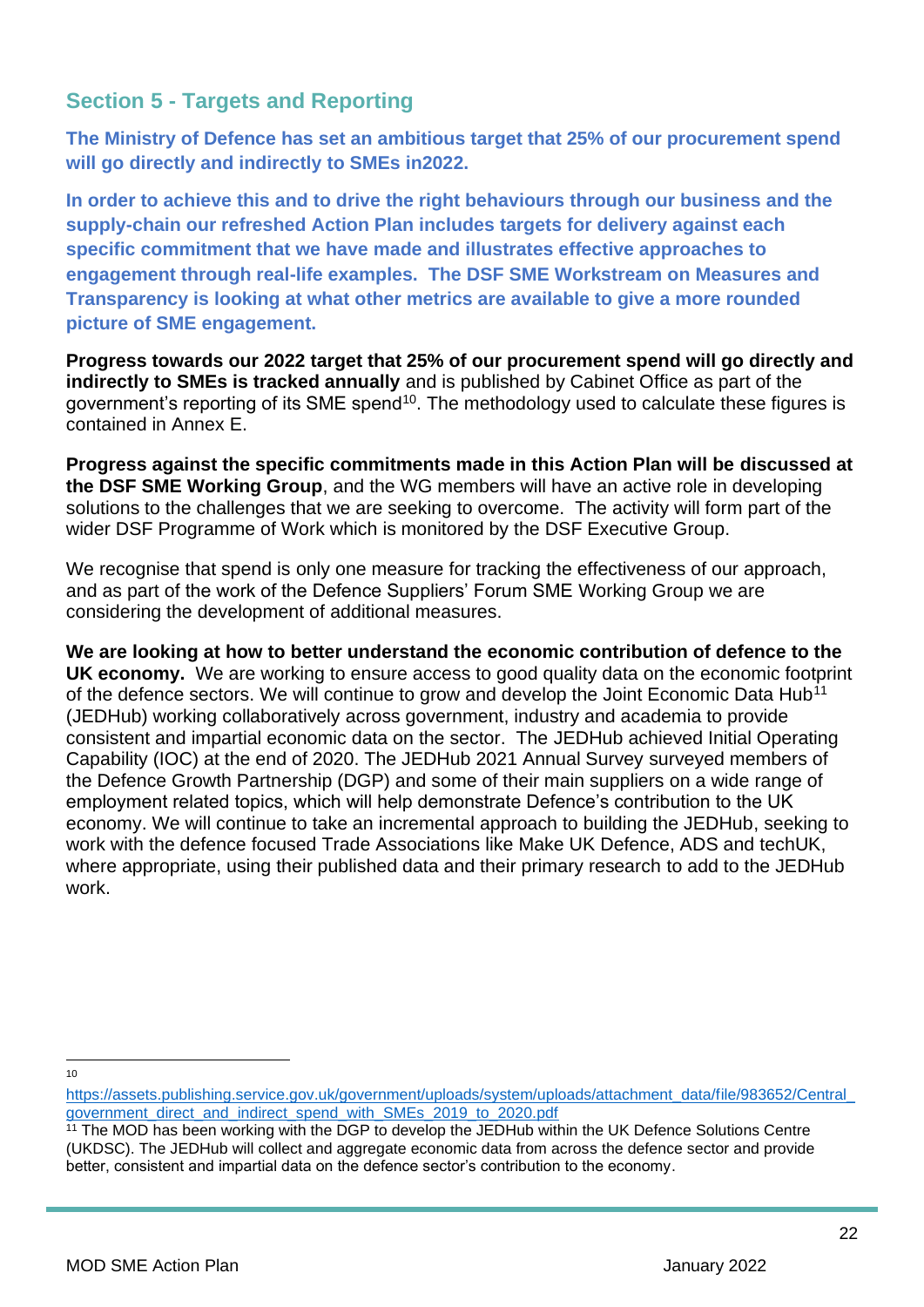## Section 5 - Targets and Reporting

**The Ministry of Defence has set an ambitious target that 25% of our procurement spend will go directly and indirectly to SMEs in2022.**

**In order to achieve this and to drive the right behaviours through our business and the supply-chain our refreshed Action Plan includes targets for delivery against each specific commitment that we have made and illustrates effective approaches to engagement through real-life examples. The DSF SME Workstream on Measures and Transparency is looking at what other metrics are available to give a more rounded picture of SME engagement.**

**Progress towards our 2022 target that 25% of our procurement spend will go directly and indirectly to SMEs is tracked annually** and is published by Cabinet Office as part of the government's reporting of its SME spend[10]. The methodology used to calculate these figures is contained in Annex E.

**Progress against the specific commitments made in this Action Plan will be discussed at the DSF SME Working Group**, and the WG members will have an active role in developing solutions to the challenges that we are seeking to overcome. The activity will form part of the wider DSF Programme of Work which is monitored by the DSF Executive Group.

We recognise that spend is only one measure for tracking the effectiveness of our approach, and as part of the work of the Defence Suppliers' Forum SME Working Group we are considering the development of additional measures.

**We are looking at how to better understand the economic contribution of defence to the UK economy.** We are working to ensure access to good quality data on the economic footprint of the defence sectors. We will continue to grow and develop the Joint Economic Data Hub[11] (JEDHub) working collaboratively across government, industry and academia to provide consistent and impartial economic data on the sector. The JEDHub achieved Initial Operating Capability (IOC) at the end of 2020. The JEDHub 2021 Annual Survey surveyed members of the Defence Growth Partnership (DGP) and some of their main suppliers on a wide range of employment related topics, which will help demonstrate Defence's contribution to the UK economy. We will continue to take an incremental approach to building the JEDHub, seeking to work with the defence focused Trade Associations like Make UK Defence, ADS and techUK, where appropriate, using their published data and their primary research to add to the JEDHub work.

---

[10] https://assets.publishing.service.gov.uk/government/uploads/system/uploads/attachment_data/file/983652/Central_government_direct_and_indirect_spend_with_SMEs_2019_to_2020.pdf

[11] The MOD has been working with the DGP to develop the JEDHub within the UK Defence Solutions Centre (UKDSC). The JEDHub will collect and aggregate economic data from across the defence sector and provide better, consistent and impartial data on the defence sector's contribution to the economy.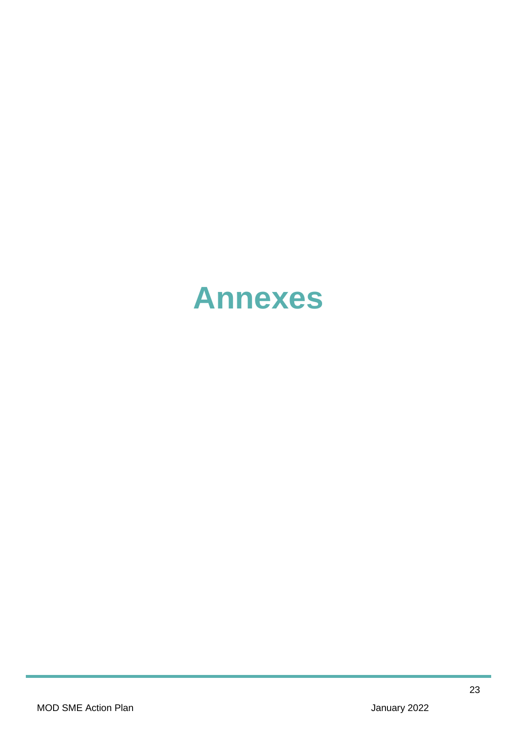# Annexes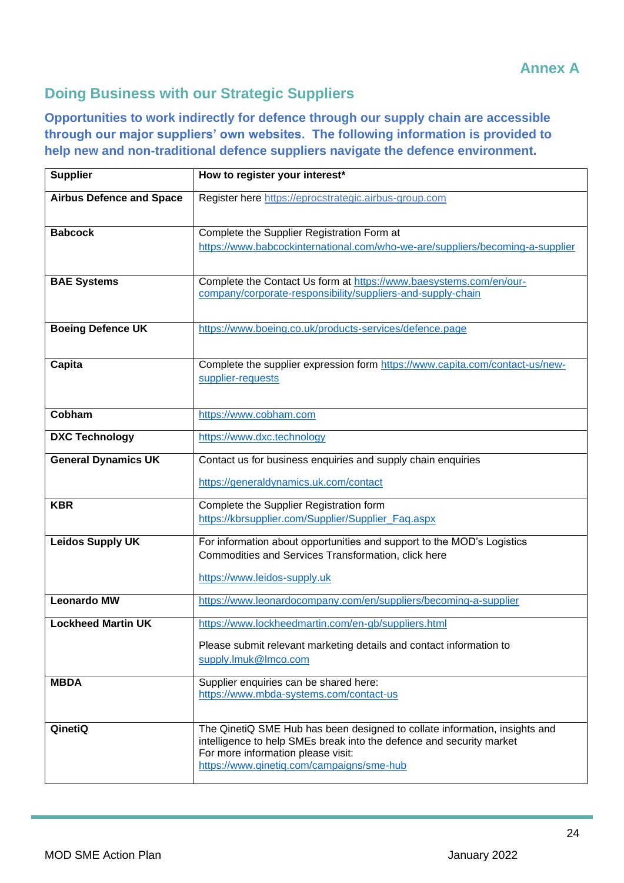## Annex A

## Doing Business with our Strategic Suppliers

**Opportunities to work indirectly for defence through our supply chain are accessible through our major suppliers' own websites. The following information is provided to help new and non-traditional defence suppliers navigate the defence environment.**

| Supplier | How to register your interest* |
|---|---|
| **Airbus Defence and Space** | Register here https://eprocstrategic.airbus-group.com |
| **Babcock** | Complete the Supplier Registration Form at https://www.babcockinternational.com/who-we-are/suppliers/becoming-a-supplier |
| **BAE Systems** | Complete the Contact Us form at https://www.baesystems.com/en/our-company/corporate-responsibility/suppliers-and-supply-chain |
| **Boeing Defence UK** | https://www.boeing.co.uk/products-services/defence.page |
| **Capita** | Complete the supplier expression form https://www.capita.com/contact-us/new-supplier-requests |
| **Cobham** | https://www.cobham.com |
| **DXC Technology** | https://www.dxc.technology |
| **General Dynamics UK** | Contact us for business enquiries and supply chain enquiries<br><br>https://generaldynamics.uk.com/contact |
| **KBR** | Complete the Supplier Registration form https://kbrsupplier.com/Supplier/Supplier_Faq.aspx |
| **Leidos Supply UK** | For information about opportunities and support to the MOD's Logistics Commodities and Services Transformation, click here<br><br>https://www.leidos-supply.uk |
| **Leonardo MW** | https://www.leonardocompany.com/en/suppliers/becoming-a-supplier |
| **Lockheed Martin UK** | https://www.lockheedmartin.com/en-gb/suppliers.html<br><br>Please submit relevant marketing details and contact information to supply.lmuk@lmco.com |
| **MBDA** | Supplier enquiries can be shared here: https://www.mbda-systems.com/contact-us |
| **QinetiQ** | The QinetiQ SME Hub has been designed to collate information, insights and intelligence to help SMEs break into the defence and security market<br>For more information please visit:<br>https://www.qinetiq.com/campaigns/sme-hub |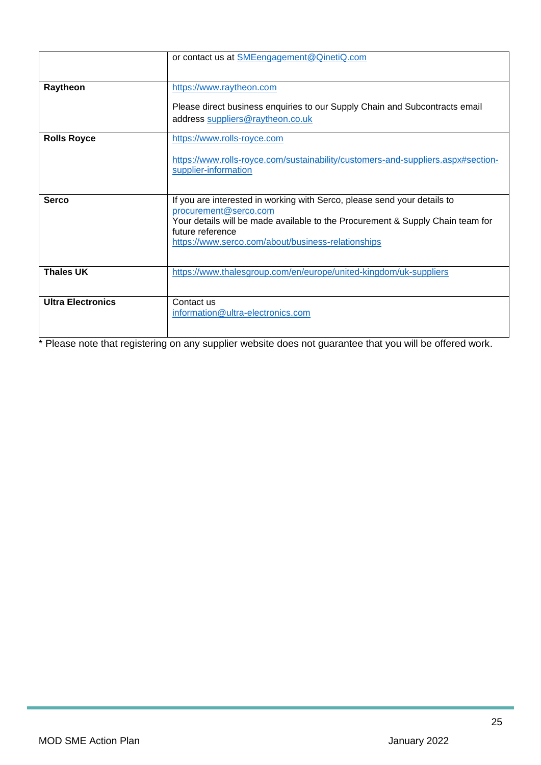| | |
|---|---|
| | or contact us at SMEengagement@QinetiQ.com |
| **Raytheon** | https://www.raytheon.com<br><br>Please direct business enquiries to our Supply Chain and Subcontracts email address suppliers@raytheon.co.uk |
| **Rolls Royce** | https://www.rolls-royce.com<br><br>https://www.rolls-royce.com/sustainability/customers-and-suppliers.aspx#section-supplier-information |
| **Serco** | If you are interested in working with Serco, please send your details to procurement@serco.com<br>Your details will be made available to the Procurement & Supply Chain team for future reference<br>https://www.serco.com/about/business-relationships |
| **Thales UK** | https://www.thalesgroup.com/en/europe/united-kingdom/uk-suppliers |
| **Ultra Electronics** | Contact us<br>information@ultra-electronics.com |

* Please note that registering on any supplier website does not guarantee that you will be offered work.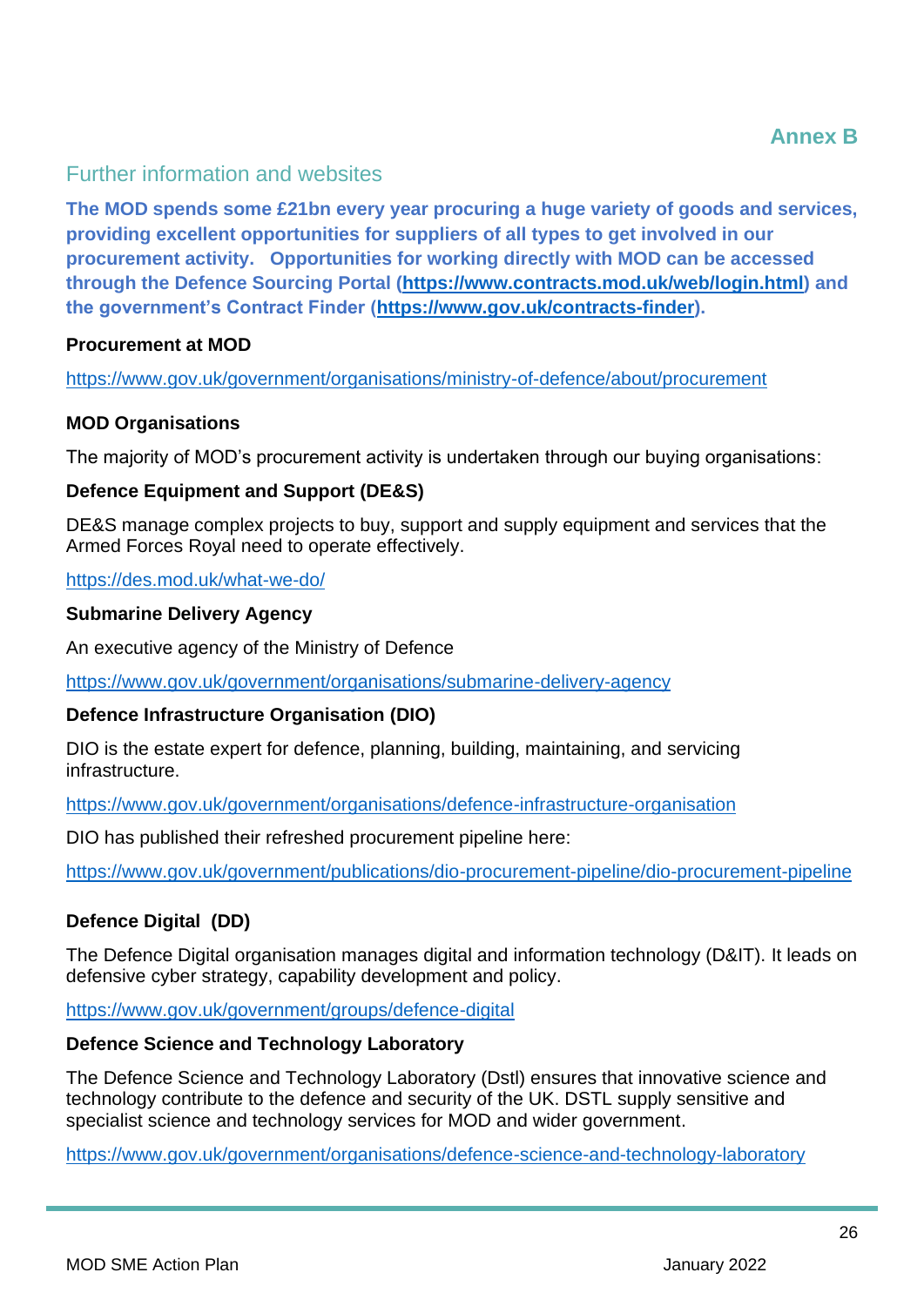# Annex B

## Further information and websites

**The MOD spends some £21bn every year procuring a huge variety of goods and services, providing excellent opportunities for suppliers of all types to get involved in our procurement activity. Opportunities for working directly with MOD can be accessed through the Defence Sourcing Portal (https://www.contracts.mod.uk/web/login.html) and the government's Contract Finder (https://www.gov.uk/contracts-finder).**

**Procurement at MOD**

https://www.gov.uk/government/organisations/ministry-of-defence/about/procurement

**MOD Organisations**

The majority of MOD's procurement activity is undertaken through our buying organisations:

**Defence Equipment and Support (DE&S)**

DE&S manage complex projects to buy, support and supply equipment and services that the Armed Forces Royal need to operate effectively.

https://des.mod.uk/what-we-do/

**Submarine Delivery Agency**

An executive agency of the Ministry of Defence

https://www.gov.uk/government/organisations/submarine-delivery-agency

**Defence Infrastructure Organisation (DIO)**

DIO is the estate expert for defence, planning, building, maintaining, and servicing infrastructure.

https://www.gov.uk/government/organisations/defence-infrastructure-organisation

DIO has published their refreshed procurement pipeline here:

https://www.gov.uk/government/publications/dio-procurement-pipeline/dio-procurement-pipeline

**Defence Digital (DD)**

The Defence Digital organisation manages digital and information technology (D&IT). It leads on defensive cyber strategy, capability development and policy.

https://www.gov.uk/government/groups/defence-digital

**Defence Science and Technology Laboratory**

The Defence Science and Technology Laboratory (Dstl) ensures that innovative science and technology contribute to the defence and security of the UK. DSTL supply sensitive and specialist science and technology services for MOD and wider government.

https://www.gov.uk/government/organisations/defence-science-and-technology-laboratory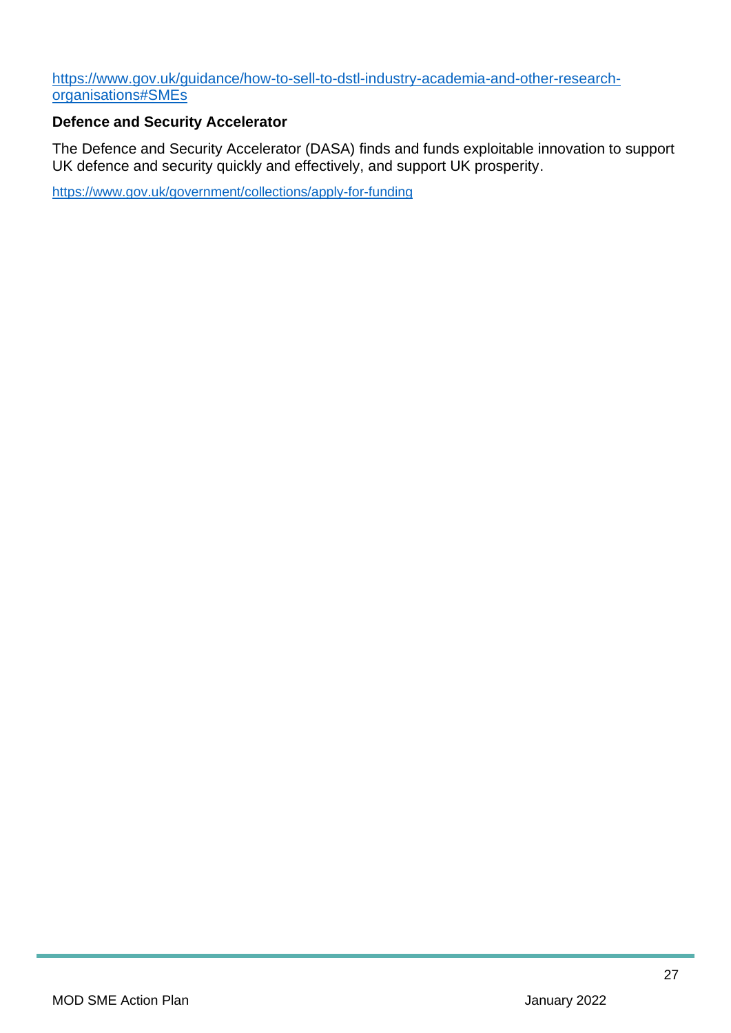https://www.gov.uk/guidance/how-to-sell-to-dstl-industry-academia-and-other-research-organisations#SMEs

**Defence and Security Accelerator**

The Defence and Security Accelerator (DASA) finds and funds exploitable innovation to support UK defence and security quickly and effectively, and support UK prosperity.

https://www.gov.uk/government/collections/apply-for-funding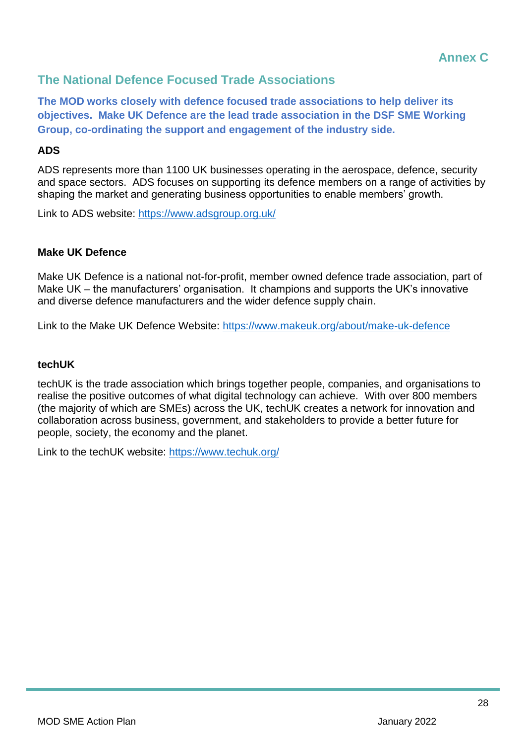# Annex C

## The National Defence Focused Trade Associations

**The MOD works closely with defence focused trade associations to help deliver its objectives. Make UK Defence are the lead trade association in the DSF SME Working Group, co-ordinating the support and engagement of the industry side.**

### ADS

ADS represents more than 1100 UK businesses operating in the aerospace, defence, security and space sectors. ADS focuses on supporting its defence members on a range of activities by shaping the market and generating business opportunities to enable members' growth.

Link to ADS website: [https://www.adsgroup.org.uk/](https://www.adsgroup.org.uk/)

### Make UK Defence

Make UK Defence is a national not-for-profit, member owned defence trade association, part of Make UK – the manufacturers' organisation. It champions and supports the UK's innovative and diverse defence manufacturers and the wider defence supply chain.

Link to the Make UK Defence Website: [https://www.makeuk.org/about/make-uk-defence](https://www.makeuk.org/about/make-uk-defence)

### techUK

techUK is the trade association which brings together people, companies, and organisations to realise the positive outcomes of what digital technology can achieve. With over 800 members (the majority of which are SMEs) across the UK, techUK creates a network for innovation and collaboration across business, government, and stakeholders to provide a better future for people, society, the economy and the planet.

Link to the techUK website: [https://www.techuk.org/](https://www.techuk.org/)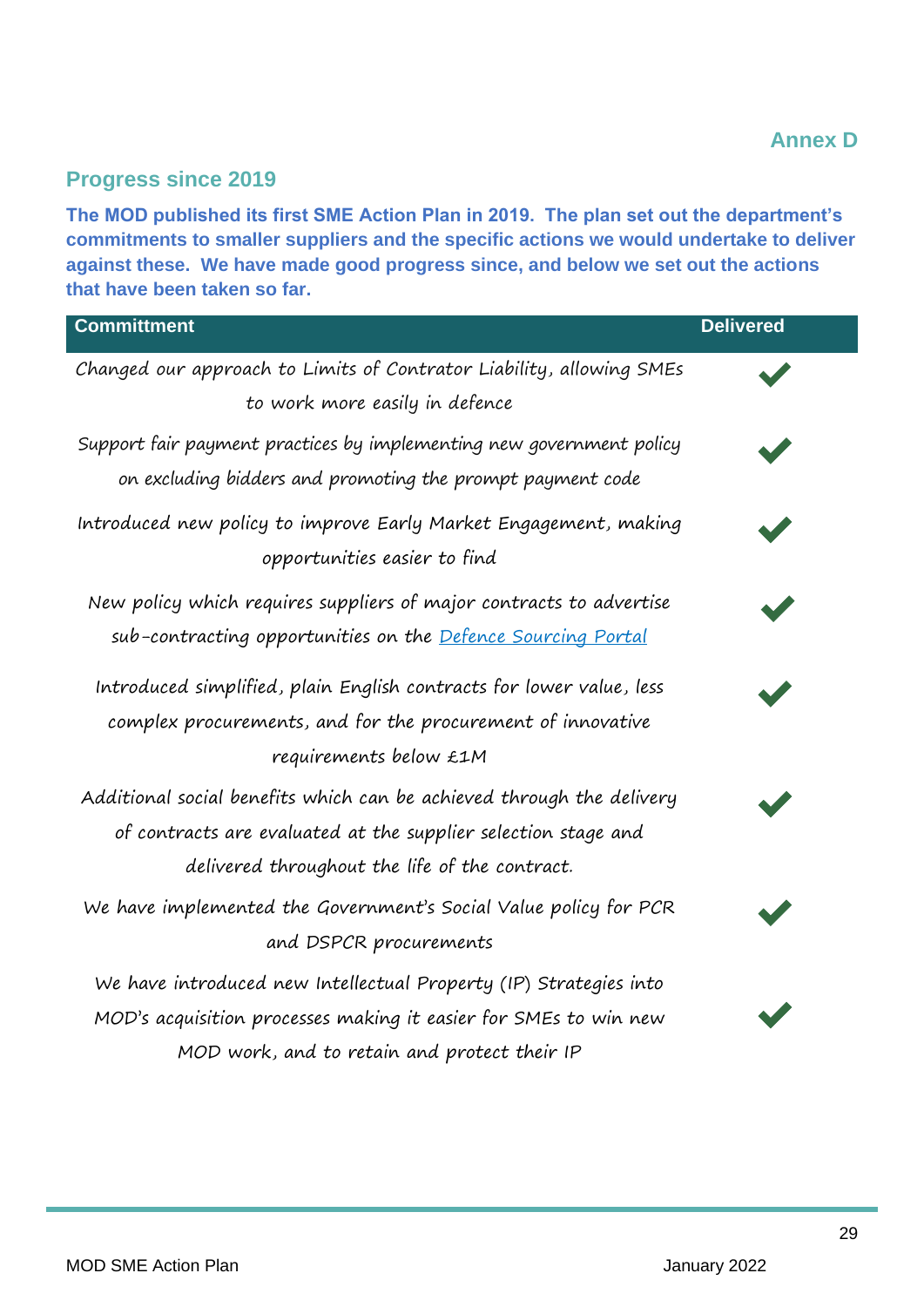Annex D

## Progress since 2019

**The MOD published its first SME Action Plan in 2019. The plan set out the department's commitments to smaller suppliers and the specific actions we would undertake to deliver against these. We have made good progress since, and below we set out the actions that have been taken so far.**

| Committment | Delivered |
|---|---|
| *Changed our approach to Limits of Contrator Liability, allowing SMEs to work more easily in defence* | ✔ |
| *Support fair payment practices by implementing new government policy on excluding bidders and promoting the prompt payment code* | ✔ |
| *Introduced new policy to improve Early Market Engagement, making opportunities easier to find* | ✔ |
| *New policy which requires suppliers of major contracts to advertise sub-contracting opportunities on the [Defence Sourcing Portal]* | ✔ |
| *Introduced simplified, plain English contracts for lower value, less complex procurements, and for the procurement of innovative requirements below £1M* | ✔ |
| *Additional social benefits which can be achieved through the delivery of contracts are evaluated at the supplier selection stage and delivered throughout the life of the contract.* | ✔ |
| *We have implemented the Government's Social Value policy for PCR and DSPCR procurements* | ✔ |
| *We have introduced new Intellectual Property (IP) Strategies into MOD's acquisition processes making it easier for SMEs to win new MOD work, and to retain and protect their IP* | ✔ |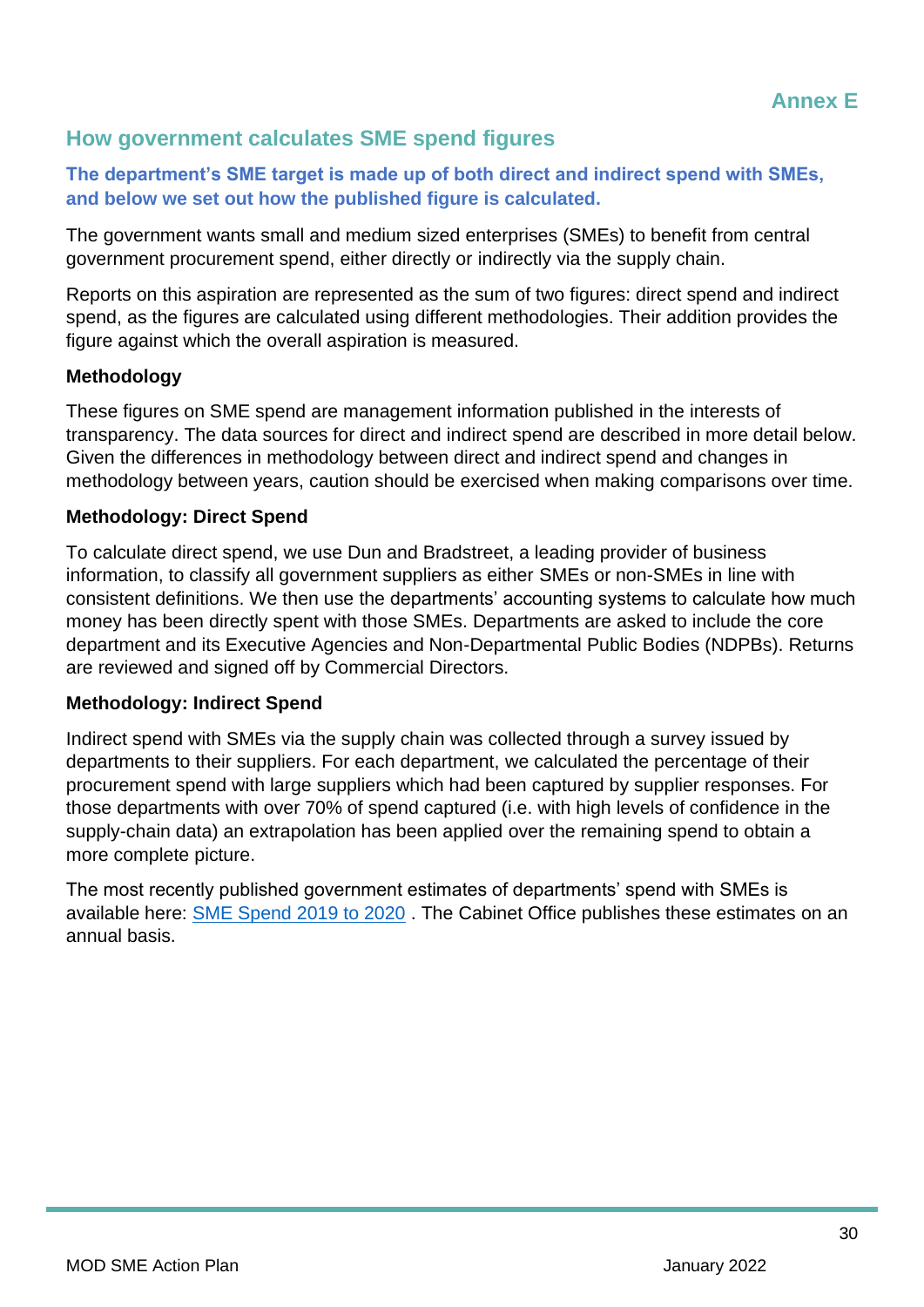## Annex E

# How government calculates SME spend figures

**The department's SME target is made up of both direct and indirect spend with SMEs, and below we set out how the published figure is calculated.**

The government wants small and medium sized enterprises (SMEs) to benefit from central government procurement spend, either directly or indirectly via the supply chain.

Reports on this aspiration are represented as the sum of two figures: direct spend and indirect spend, as the figures are calculated using different methodologies. Their addition provides the figure against which the overall aspiration is measured.

### Methodology

These figures on SME spend are management information published in the interests of transparency. The data sources for direct and indirect spend are described in more detail below. Given the differences in methodology between direct and indirect spend and changes in methodology between years, caution should be exercised when making comparisons over time.

### Methodology: Direct Spend

To calculate direct spend, we use Dun and Bradstreet, a leading provider of business information, to classify all government suppliers as either SMEs or non-SMEs in line with consistent definitions. We then use the departments' accounting systems to calculate how much money has been directly spent with those SMEs. Departments are asked to include the core department and its Executive Agencies and Non-Departmental Public Bodies (NDPBs). Returns are reviewed and signed off by Commercial Directors.

### Methodology: Indirect Spend

Indirect spend with SMEs via the supply chain was collected through a survey issued by departments to their suppliers. For each department, we calculated the percentage of their procurement spend with large suppliers which had been captured by supplier responses. For those departments with over 70% of spend captured (i.e. with high levels of confidence in the supply-chain data) an extrapolation has been applied over the remaining spend to obtain a more complete picture.

The most recently published government estimates of departments' spend with SMEs is available here: [SME Spend 2019 to 2020](#) . The Cabinet Office publishes these estimates on an annual basis.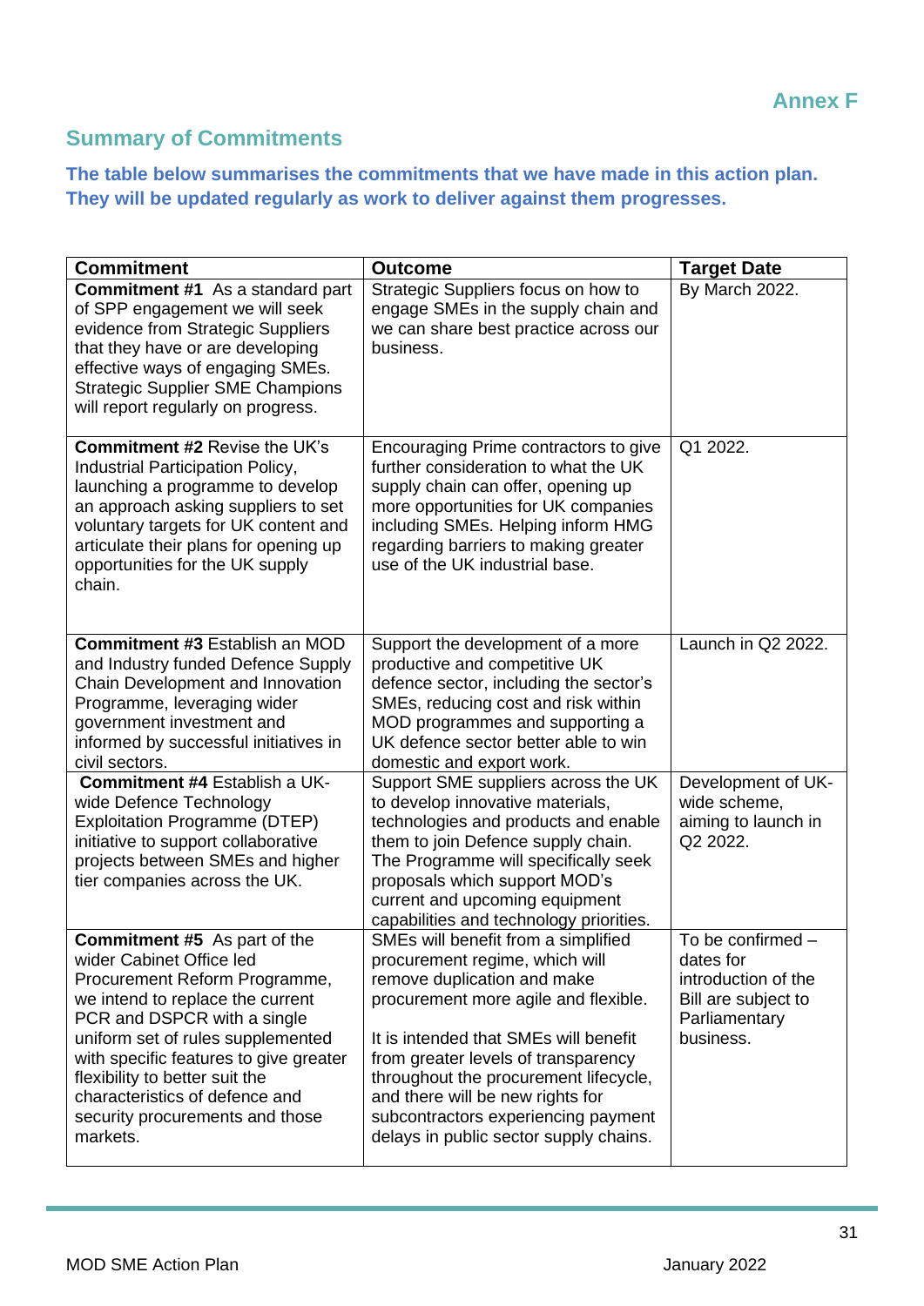Annex F

## Summary of Commitments

**The table below summarises the commitments that we have made in this action plan. They will be updated regularly as work to deliver against them progresses.**

| Commitment | Outcome | Target Date |
|---|---|---|
| **Commitment #1** As a standard part of SPP engagement we will seek evidence from Strategic Suppliers that they have or are developing effective ways of engaging SMEs. Strategic Supplier SME Champions will report regularly on progress. | Strategic Suppliers focus on how to engage SMEs in the supply chain and we can share best practice across our business. | By March 2022. |
| **Commitment #2** Revise the UK's Industrial Participation Policy, launching a programme to develop an approach asking suppliers to set voluntary targets for UK content and articulate their plans for opening up opportunities for the UK supply chain. | Encouraging Prime contractors to give further consideration to what the UK supply chain can offer, opening up more opportunities for UK companies including SMEs. Helping inform HMG regarding barriers to making greater use of the UK industrial base. | Q1 2022. |
| **Commitment #3** Establish an MOD and Industry funded Defence Supply Chain Development and Innovation Programme, leveraging wider government investment and informed by successful initiatives in civil sectors. | Support the development of a more productive and competitive UK defence sector, including the sector's SMEs, reducing cost and risk within MOD programmes and supporting a UK defence sector better able to win domestic and export work. | Launch in Q2 2022. |
| **Commitment #4** Establish a UK-wide Defence Technology Exploitation Programme (DTEP) initiative to support collaborative projects between SMEs and higher tier companies across the UK. | Support SME suppliers across the UK to develop innovative materials, technologies and products and enable them to join Defence supply chain. The Programme will specifically seek proposals which support MOD's current and upcoming equipment capabilities and technology priorities. | Development of UK-wide scheme, aiming to launch in Q2 2022. |
| **Commitment #5** As part of the wider Cabinet Office led Procurement Reform Programme, we intend to replace the current PCR and DSPCR with a single uniform set of rules supplemented with specific features to give greater flexibility to better suit the characteristics of defence and security procurements and those markets. | SMEs will benefit from a simplified procurement regime, which will remove duplication and make procurement more agile and flexible.<br><br>It is intended that SMEs will benefit from greater levels of transparency throughout the procurement lifecycle, and there will be new rights for subcontractors experiencing payment delays in public sector supply chains. | To be confirmed – dates for introduction of the Bill are subject to Parliamentary business. |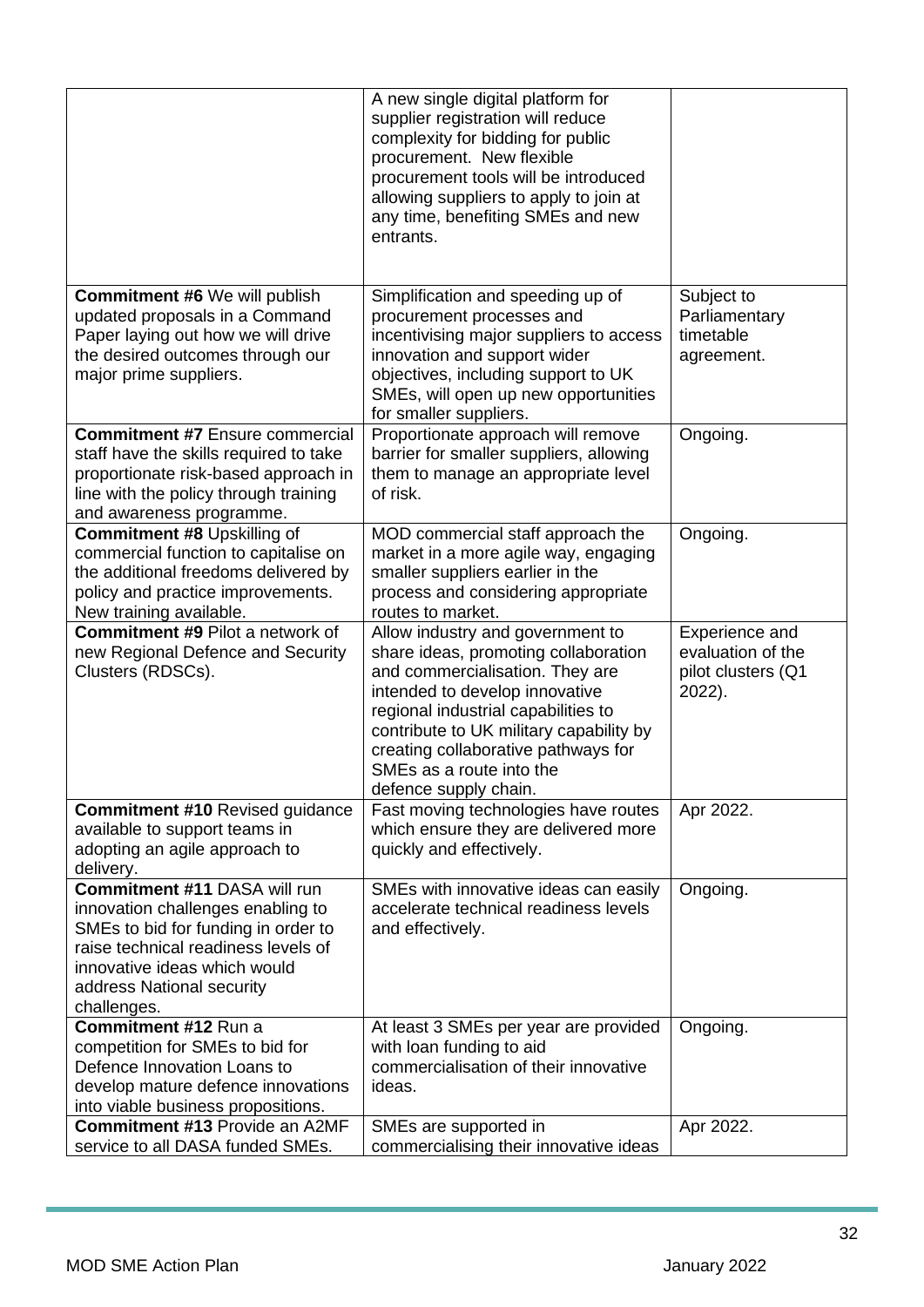| | | |
|---|---|---|
| | A new single digital platform for supplier registration will reduce complexity for bidding for public procurement. New flexible procurement tools will be introduced allowing suppliers to apply to join at any time, benefiting SMEs and new entrants. | |
| **Commitment #6** We will publish updated proposals in a Command Paper laying out how we will drive the desired outcomes through our major prime suppliers. | Simplification and speeding up of procurement processes and incentivising major suppliers to access innovation and support wider objectives, including support to UK SMEs, will open up new opportunities for smaller suppliers. | Subject to Parliamentary timetable agreement. |
| **Commitment #7** Ensure commercial staff have the skills required to take proportionate risk-based approach in line with the policy through training and awareness programme. | Proportionate approach will remove barrier for smaller suppliers, allowing them to manage an appropriate level of risk. | Ongoing. |
| **Commitment #8** Upskilling of commercial function to capitalise on the additional freedoms delivered by policy and practice improvements. New training available. | MOD commercial staff approach the market in a more agile way, engaging smaller suppliers earlier in the process and considering appropriate routes to market. | Ongoing. |
| **Commitment #9** Pilot a network of new Regional Defence and Security Clusters (RDSCs). | Allow industry and government to share ideas, promoting collaboration and commercialisation. They are intended to develop innovative regional industrial capabilities to contribute to UK military capability by creating collaborative pathways for SMEs as a route into the defence supply chain. | Experience and evaluation of the pilot clusters (Q1 2022). |
| **Commitment #10** Revised guidance available to support teams in adopting an agile approach to delivery. | Fast moving technologies have routes which ensure they are delivered more quickly and effectively. | Apr 2022. |
| **Commitment #11** DASA will run innovation challenges enabling to SMEs to bid for funding in order to raise technical readiness levels of innovative ideas which would address National security challenges. | SMEs with innovative ideas can easily accelerate technical readiness levels and effectively. | Ongoing. |
| **Commitment #12** Run a competition for SMEs to bid for Defence Innovation Loans to develop mature defence innovations into viable business propositions. | At least 3 SMEs per year are provided with loan funding to aid commercialisation of their innovative ideas. | Ongoing. |
| **Commitment #13** Provide an A2MF service to all DASA funded SMEs. | SMEs are supported in commercialising their innovative ideas | Apr 2022. |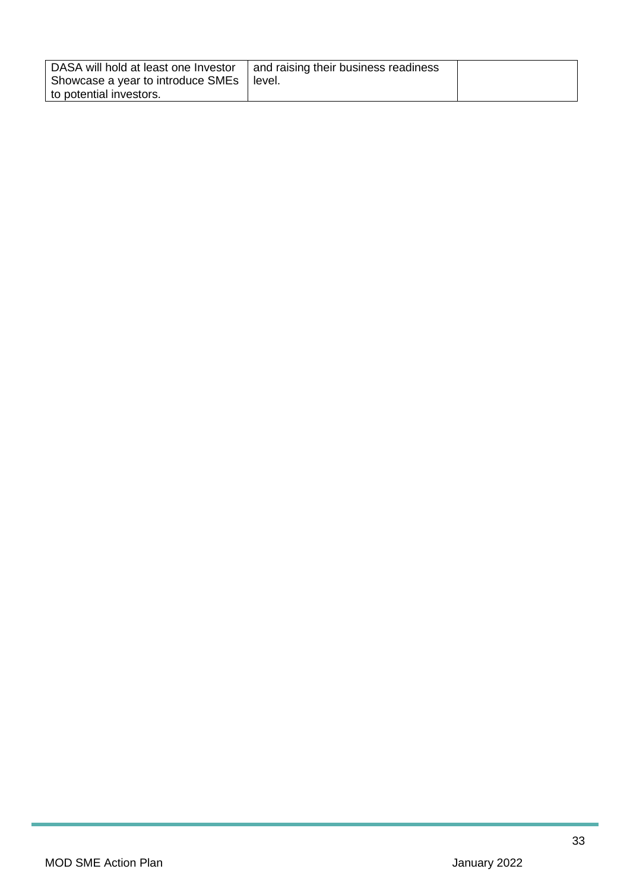| | | |
|---|---|---|
| DASA will hold at least one Investor Showcase a year to introduce SMEs to potential investors. | and raising their business readiness level. | |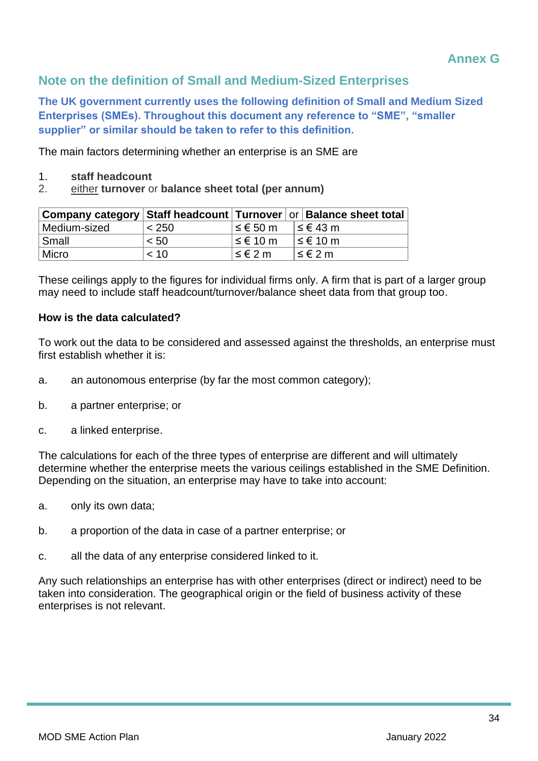Annex G

## Note on the definition of Small and Medium-Sized Enterprises

**The UK government currently uses the following definition of Small and Medium Sized Enterprises (SMEs). Throughout this document any reference to "SME", "smaller supplier" or similar should be taken to refer to this definition.**

The main factors determining whether an enterprise is an SME are

1. **staff headcount**
2. either **turnover** or **balance sheet total (per annum)**

| Company category | Staff headcount | Turnover | or | Balance sheet total |
|---|---|---|---|---|
| Medium-sized | < 250 | ≤ € 50 m | | ≤ € 43 m |
| Small | < 50 | ≤ € 10 m | | ≤ € 10 m |
| Micro | < 10 | ≤ € 2 m | | ≤ € 2 m |

These ceilings apply to the figures for individual firms only. A firm that is part of a larger group may need to include staff headcount/turnover/balance sheet data from that group too.

**How is the data calculated?**

To work out the data to be considered and assessed against the thresholds, an enterprise must first establish whether it is:

a. an autonomous enterprise (by far the most common category);

b. a partner enterprise; or

c. a linked enterprise.

The calculations for each of the three types of enterprise are different and will ultimately determine whether the enterprise meets the various ceilings established in the SME Definition. Depending on the situation, an enterprise may have to take into account:

a. only its own data;

b. a proportion of the data in case of a partner enterprise; or

c. all the data of any enterprise considered linked to it.

Any such relationships an enterprise has with other enterprises (direct or indirect) need to be taken into consideration. The geographical origin or the field of business activity of these enterprises is not relevant.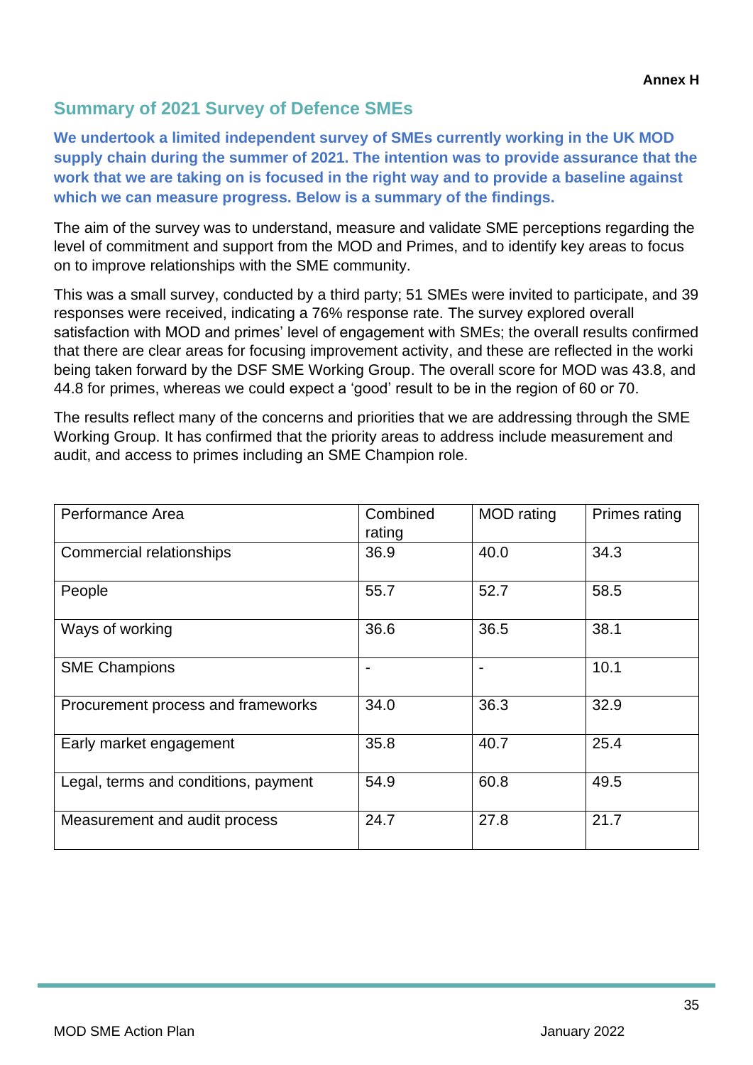**Annex H**

## Summary of 2021 Survey of Defence SMEs

**We undertook a limited independent survey of SMEs currently working in the UK MOD supply chain during the summer of 2021. The intention was to provide assurance that the work that we are taking on is focused in the right way and to provide a baseline against which we can measure progress. Below is a summary of the findings.**

The aim of the survey was to understand, measure and validate SME perceptions regarding the level of commitment and support from the MOD and Primes, and to identify key areas to focus on to improve relationships with the SME community.

This was a small survey, conducted by a third party; 51 SMEs were invited to participate, and 39 responses were received, indicating a 76% response rate. The survey explored overall satisfaction with MOD and primes' level of engagement with SMEs; the overall results confirmed that there are clear areas for focusing improvement activity, and these are reflected in the worki being taken forward by the DSF SME Working Group. The overall score for MOD was 43.8, and 44.8 for primes, whereas we could expect a 'good' result to be in the region of 60 or 70.

The results reflect many of the concerns and priorities that we are addressing through the SME Working Group. It has confirmed that the priority areas to address include measurement and audit, and access to primes including an SME Champion role.

| Performance Area | Combined rating | MOD rating | Primes rating |
|---|---|---|---|
| Commercial relationships | 36.9 | 40.0 | 34.3 |
| People | 55.7 | 52.7 | 58.5 |
| Ways of working | 36.6 | 36.5 | 38.1 |
| SME Champions | - | - | 10.1 |
| Procurement process and frameworks | 34.0 | 36.3 | 32.9 |
| Early market engagement | 35.8 | 40.7 | 25.4 |
| Legal, terms and conditions, payment | 54.9 | 60.8 | 49.5 |
| Measurement and audit process | 24.7 | 27.8 | 21.7 |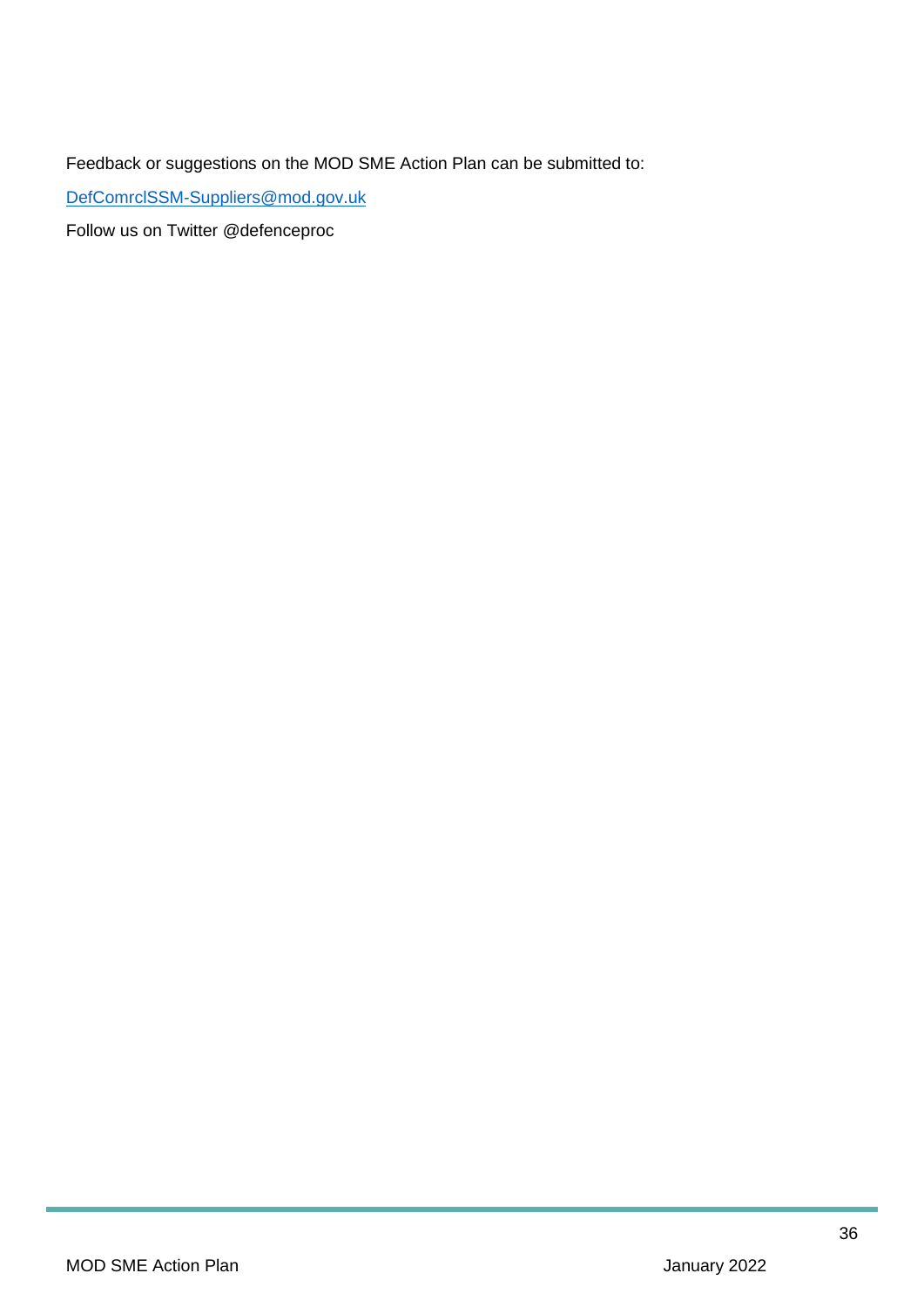Feedback or suggestions on the MOD SME Action Plan can be submitted to:

DefComrclSSM-Suppliers@mod.gov.uk

Follow us on Twitter @defenceproc